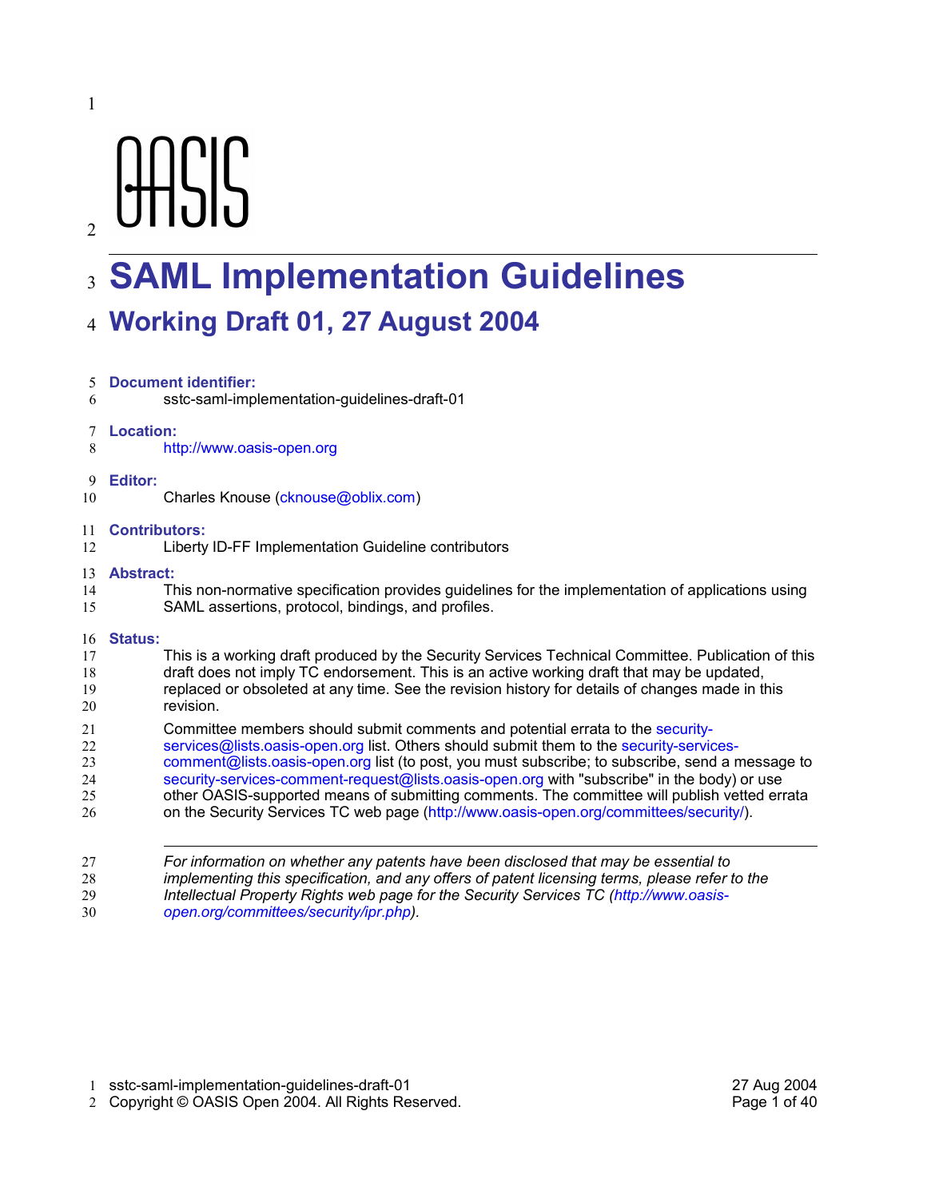# SAML Implementation Guidelines

## Working Draft 01, 27 August 2004

**Document identifier:**

sstc-saml-implementation-guidelines-draft-01

**Location:**

http://www.oasis-open.org

**Editor:**

Charles Knouse (cknouse@oblix.com)

**Contributors:**

Liberty ID-FF Implementation Guideline contributors

**Abstract:**

This non-normative specification provides guidelines for the implementation of applications using SAML assertions, protocol, bindings, and profiles.

**Status:**

This is a working draft produced by the Security Services Technical Committee. Publication of this draft does not imply TC endorsement. This is an active working draft that may be updated, replaced or obsoleted at any time. See the revision history for details of changes made in this revision.

Committee members should submit comments and potential errata to the security-services@lists.oasis-open.org list. Others should submit them to the security-services-comment@lists.oasis-open.org list (to post, you must subscribe; to subscribe, send a message to security-services-comment-request@lists.oasis-open.org with "subscribe" in the body) or use other OASIS-supported means of submitting comments. The committee will publish vetted errata on the Security Services TC web page (http://www.oasis-open.org/committees/security/).

---

*For information on whether any patents have been disclosed that may be essential to implementing this specification, and any offers of patent licensing terms, please refer to the Intellectual Property Rights web page for the Security Services TC (http://www.oasis-open.org/committees/security/ipr.php).*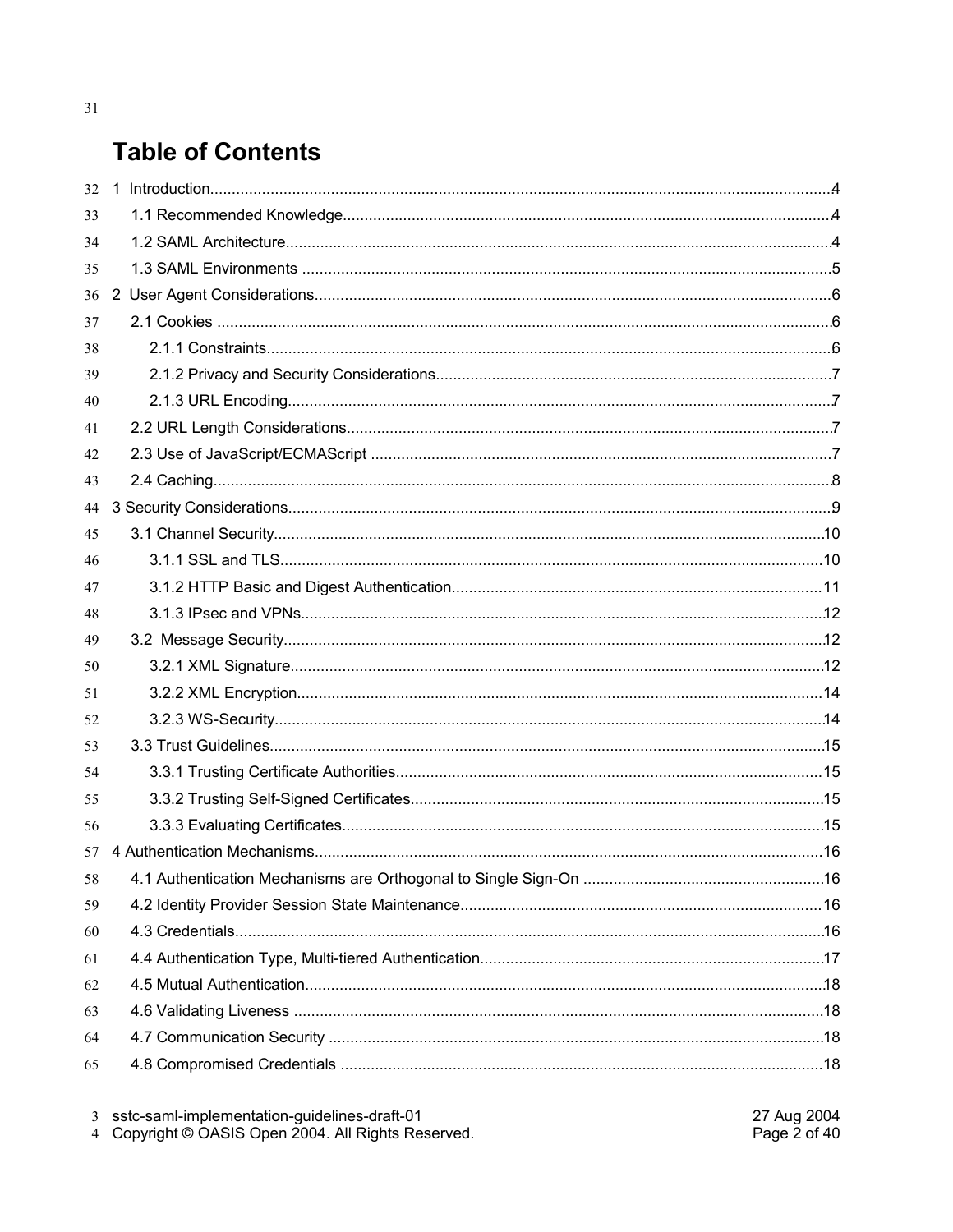# Table of Contents

- 1 Introduction....4
  - 1.1 Recommended Knowledge....4
  - 1.2 SAML Architecture....4
  - 1.3 SAML Environments....5
- 2 User Agent Considerations....6
  - 2.1 Cookies....6
    - 2.1.1 Constraints....6
    - 2.1.2 Privacy and Security Considerations....7
    - 2.1.3 URL Encoding....7
  - 2.2 URL Length Considerations....7
  - 2.3 Use of JavaScript/ECMAScript....7
  - 2.4 Caching....8
- 3 Security Considerations....9
  - 3.1 Channel Security....10
    - 3.1.1 SSL and TLS....10
    - 3.1.2 HTTP Basic and Digest Authentication....11
    - 3.1.3 IPsec and VPNs....12
  - 3.2 Message Security....12
    - 3.2.1 XML Signature....12
    - 3.2.2 XML Encryption....14
    - 3.2.3 WS-Security....14
  - 3.3 Trust Guidelines....15
    - 3.3.1 Trusting Certificate Authorities....15
    - 3.3.2 Trusting Self-Signed Certificates....15
    - 3.3.3 Evaluating Certificates....15
- 4 Authentication Mechanisms....16
  - 4.1 Authentication Mechanisms are Orthogonal to Single Sign-On....16
  - 4.2 Identity Provider Session State Maintenance....16
  - 4.3 Credentials....16
  - 4.4 Authentication Type, Multi-tiered Authentication....17
  - 4.5 Mutual Authentication....18
  - 4.6 Validating Liveness....18
  - 4.7 Communication Security....18
  - 4.8 Compromised Credentials....18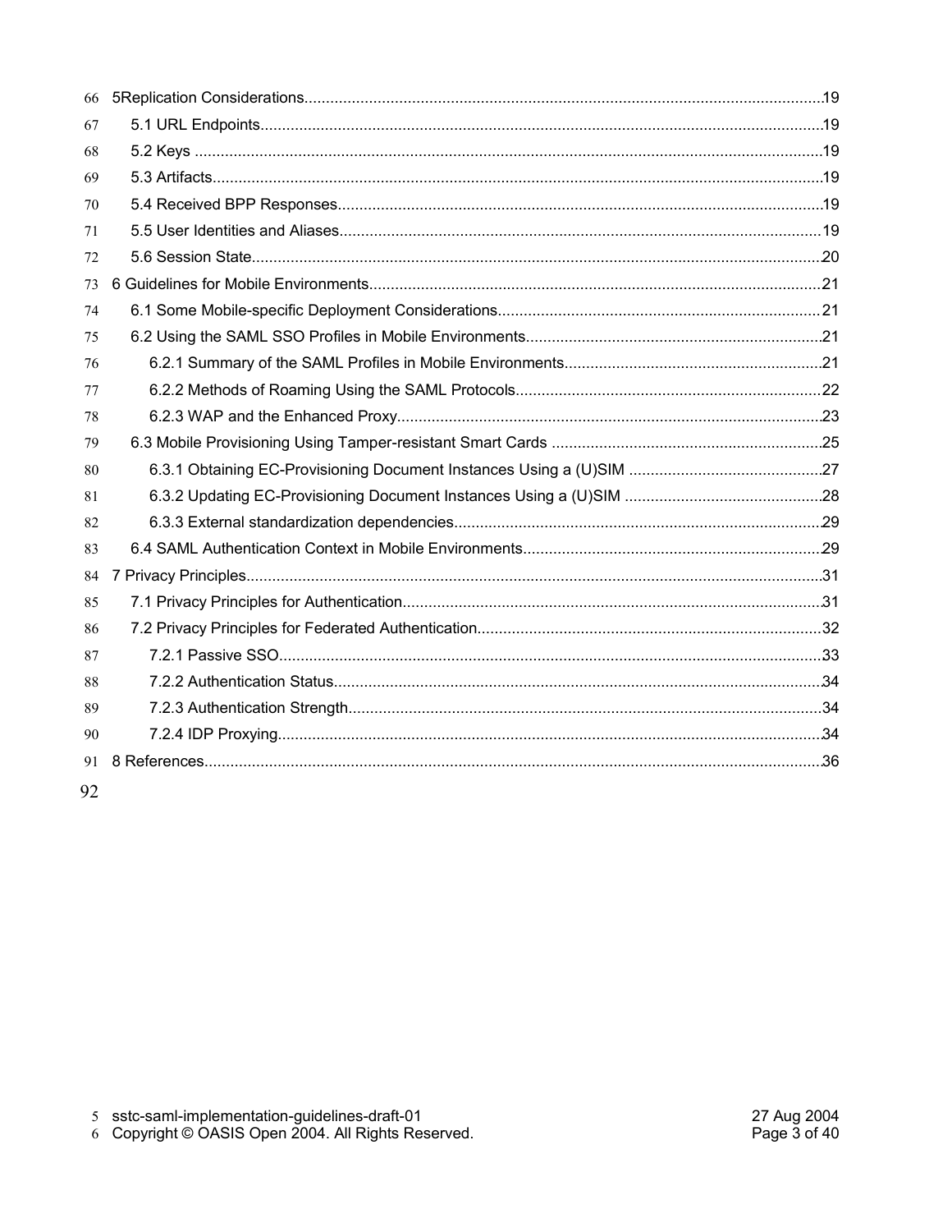5Replication Considerations........................................................................................................................19

5.1 URL Endpoints..................................................................................................................................19

5.2 Keys .................................................................................................................................................19

5.3 Artifacts.............................................................................................................................................19

5.4 Received BPP Responses................................................................................................................19

5.5 User Identities and Aliases...............................................................................................................19

5.6 Session State....................................................................................................................................20

6 Guidelines for Mobile Environments.........................................................................................................21

6.1 Some Mobile-specific Deployment Considerations...........................................................................21

6.2 Using the SAML SSO Profiles in Mobile Environments.....................................................................21

6.2.1 Summary of the SAML Profiles in Mobile Environments............................................................21

6.2.2 Methods of Roaming Using the SAML Protocols.......................................................................22

6.2.3 WAP and the Enhanced Proxy..................................................................................................23

6.3 Mobile Provisioning Using Tamper-resistant Smart Cards ...............................................................25

6.3.1 Obtaining EC-Provisioning Document Instances Using a (U)SIM .............................................27

6.3.2 Updating EC-Provisioning Document Instances Using a (U)SIM ..............................................28

6.3.3 External standardization dependencies.....................................................................................29

6.4 SAML Authentication Context in Mobile Environments.....................................................................29

7 Privacy Principles.....................................................................................................................................31

7.1 Privacy Principles for Authentication.................................................................................................31

7.2 Privacy Principles for Federated Authentication................................................................................32

7.2.1 Passive SSO.............................................................................................................................33

7.2.2 Authentication Status.................................................................................................................34

7.2.3 Authentication Strength.............................................................................................................34

7.2.4 IDP Proxying.............................................................................................................................34

8 References..............................................................................................................................................36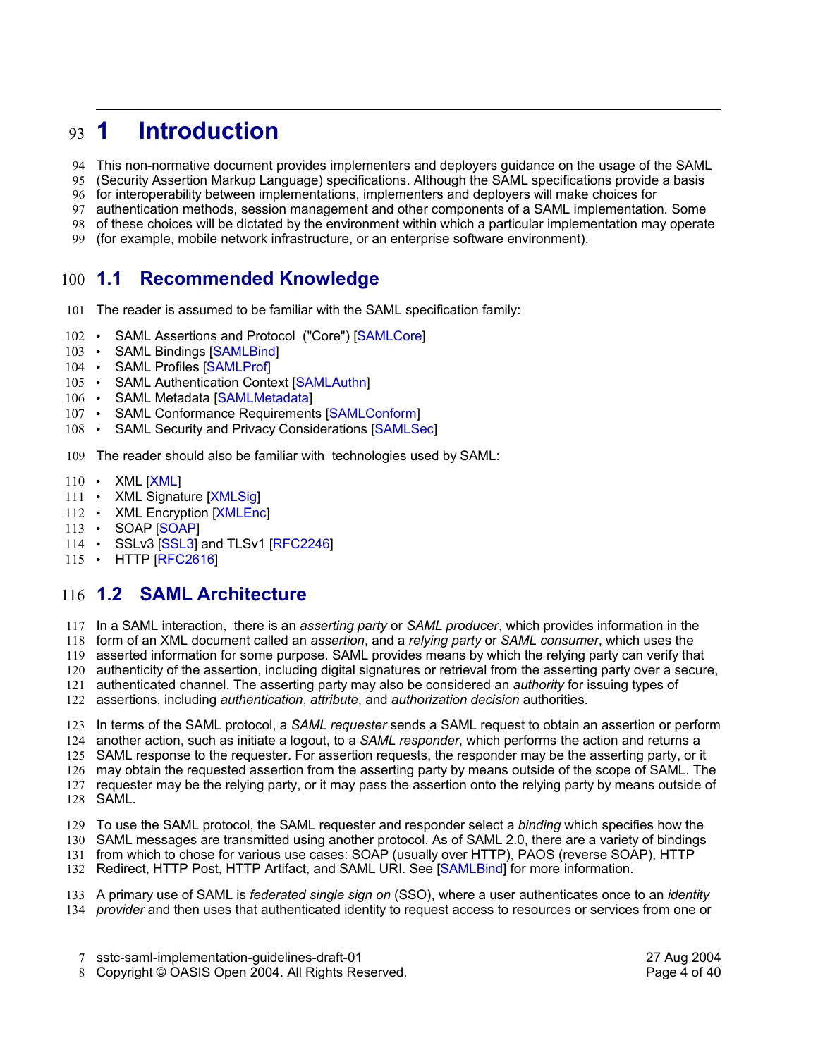# 1 Introduction

This non-normative document provides implementers and deployers guidance on the usage of the SAML (Security Assertion Markup Language) specifications. Although the SAML specifications provide a basis for interoperability between implementations, implementers and deployers will make choices for authentication methods, session management and other components of a SAML implementation. Some of these choices will be dictated by the environment within which a particular implementation may operate (for example, mobile network infrastructure, or an enterprise software environment).

## 1.1 Recommended Knowledge

The reader is assumed to be familiar with the SAML specification family:

- SAML Assertions and Protocol ("Core") [SAMLCore]
- SAML Bindings [SAMLBind]
- SAML Profiles [SAMLProf]
- SAML Authentication Context [SAMLAuthn]
- SAML Metadata [SAMLMetadata]
- SAML Conformance Requirements [SAMLConform]
- SAML Security and Privacy Considerations [SAMLSec]

The reader should also be familiar with technologies used by SAML:

- XML [XML]
- XML Signature [XMLSig]
- XML Encryption [XMLEnc]
- SOAP [SOAP]
- SSLv3 [SSL3] and TLSv1 [RFC2246]
- HTTP [RFC2616]

## 1.2 SAML Architecture

In a SAML interaction, there is an *asserting party* or *SAML producer*, which provides information in the form of an XML document called an *assertion*, and a *relying party* or *SAML consumer*, which uses the asserted information for some purpose. SAML provides means by which the relying party can verify that authenticity of the assertion, including digital signatures or retrieval from the asserting party over a secure, authenticated channel. The asserting party may also be considered an *authority* for issuing types of assertions, including *authentication*, *attribute*, and *authorization decision* authorities.

In terms of the SAML protocol, a *SAML requester* sends a SAML request to obtain an assertion or perform another action, such as initiate a logout, to a *SAML responder*, which performs the action and returns a SAML response to the requester. For assertion requests, the responder may be the asserting party, or it may obtain the requested assertion from the asserting party by means outside of the scope of SAML. The requester may be the relying party, or it may pass the assertion onto the relying party by means outside of SAML.

To use the SAML protocol, the SAML requester and responder select a *binding* which specifies how the SAML messages are transmitted using another protocol. As of SAML 2.0, there are a variety of bindings from which to chose for various use cases: SOAP (usually over HTTP), PAOS (reverse SOAP), HTTP Redirect, HTTP Post, HTTP Artifact, and SAML URI. See [SAMLBind] for more information.

A primary use of SAML is *federated single sign on* (SSO), where a user authenticates once to an *identity provider* and then uses that authenticated identity to request access to resources or services from one or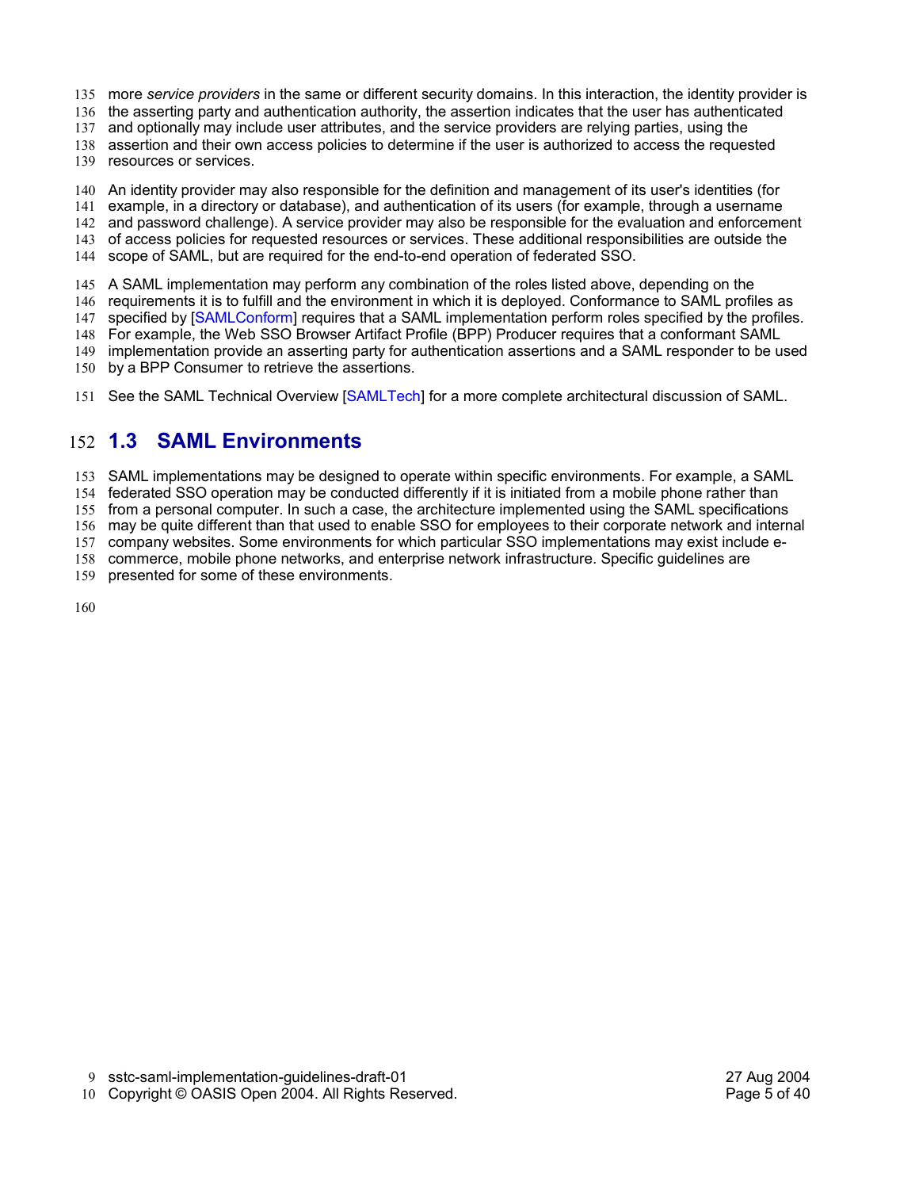more *service providers* in the same or different security domains. In this interaction, the identity provider is the asserting party and authentication authority, the assertion indicates that the user has authenticated and optionally may include user attributes, and the service providers are relying parties, using the assertion and their own access policies to determine if the user is authorized to access the requested resources or services.

An identity provider may also responsible for the definition and management of its user's identities (for example, in a directory or database), and authentication of its users (for example, through a username and password challenge). A service provider may also be responsible for the evaluation and enforcement of access policies for requested resources or services. These additional responsibilities are outside the scope of SAML, but are required for the end-to-end operation of federated SSO.

A SAML implementation may perform any combination of the roles listed above, depending on the requirements it is to fulfill and the environment in which it is deployed. Conformance to SAML profiles as specified by [SAMLConform] requires that a SAML implementation perform roles specified by the profiles. For example, the Web SSO Browser Artifact Profile (BPP) Producer requires that a conformant SAML implementation provide an asserting party for authentication assertions and a SAML responder to be used by a BPP Consumer to retrieve the assertions.

See the SAML Technical Overview [SAMLTech] for a more complete architectural discussion of SAML.

## 1.3 SAML Environments

SAML implementations may be designed to operate within specific environments. For example, a SAML federated SSO operation may be conducted differently if it is initiated from a mobile phone rather than from a personal computer. In such a case, the architecture implemented using the SAML specifications may be quite different than that used to enable SSO for employees to their corporate network and internal company websites. Some environments for which particular SSO implementations may exist include e-commerce, mobile phone networks, and enterprise network infrastructure. Specific guidelines are presented for some of these environments.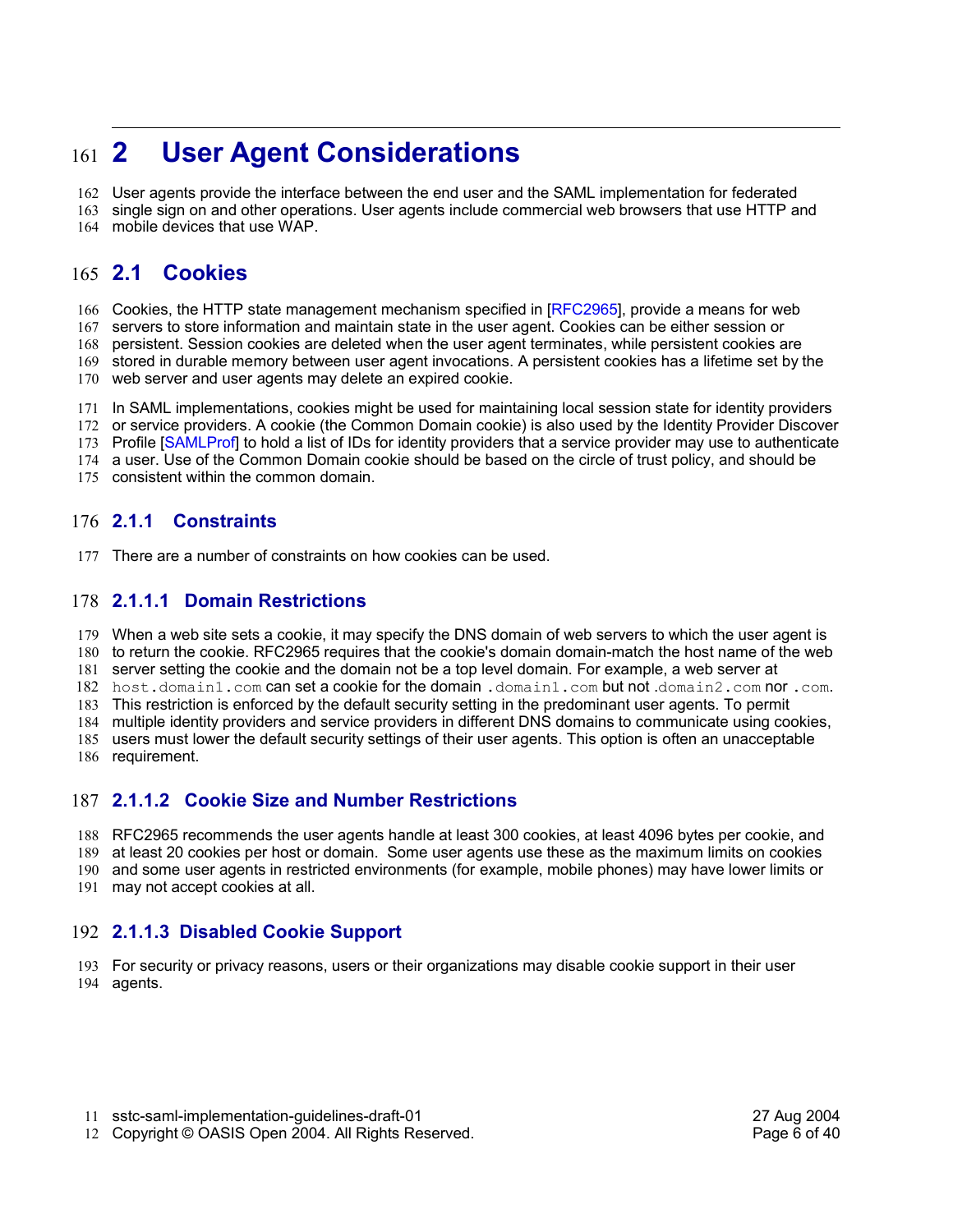# 2 User Agent Considerations

User agents provide the interface between the end user and the SAML implementation for federated single sign on and other operations. User agents include commercial web browsers that use HTTP and mobile devices that use WAP.

## 2.1 Cookies

Cookies, the HTTP state management mechanism specified in [RFC2965], provide a means for web servers to store information and maintain state in the user agent. Cookies can be either session or persistent. Session cookies are deleted when the user agent terminates, while persistent cookies are stored in durable memory between user agent invocations. A persistent cookies has a lifetime set by the web server and user agents may delete an expired cookie.

In SAML implementations, cookies might be used for maintaining local session state for identity providers or service providers. A cookie (the Common Domain cookie) is also used by the Identity Provider Discover Profile [SAMLProf] to hold a list of IDs for identity providers that a service provider may use to authenticate a user. Use of the Common Domain cookie should be based on the circle of trust policy, and should be consistent within the common domain.

### 2.1.1 Constraints

There are a number of constraints on how cookies can be used.

#### 2.1.1.1 Domain Restrictions

When a web site sets a cookie, it may specify the DNS domain of web servers to which the user agent is to return the cookie. RFC2965 requires that the cookie's domain domain-match the host name of the web server setting the cookie and the domain not be a top level domain. For example, a web server at `host.domain1.com` can set a cookie for the domain `.domain1.com` but not `.domain2.com` nor `.com`. This restriction is enforced by the default security setting in the predominant user agents. To permit multiple identity providers and service providers in different DNS domains to communicate using cookies, users must lower the default security settings of their user agents. This option is often an unacceptable requirement.

#### 2.1.1.2 Cookie Size and Number Restrictions

RFC2965 recommends the user agents handle at least 300 cookies, at least 4096 bytes per cookie, and at least 20 cookies per host or domain. Some user agents use these as the maximum limits on cookies and some user agents in restricted environments (for example, mobile phones) may have lower limits or may not accept cookies at all.

#### 2.1.1.3 Disabled Cookie Support

For security or privacy reasons, users or their organizations may disable cookie support in their user agents.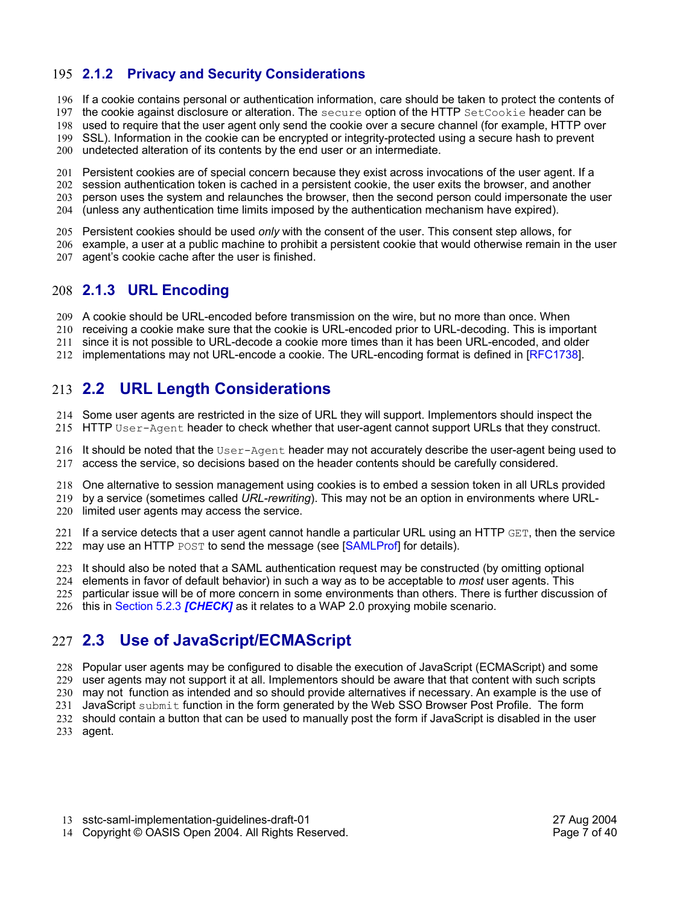### 2.1.2 Privacy and Security Considerations

If a cookie contains personal or authentication information, care should be taken to protect the contents of the cookie against disclosure or alteration. The `secure` option of the HTTP `SetCookie` header can be used to require that the user agent only send the cookie over a secure channel (for example, HTTP over SSL). Information in the cookie can be encrypted or integrity-protected using a secure hash to prevent undetected alteration of its contents by the end user or an intermediate.

Persistent cookies are of special concern because they exist across invocations of the user agent. If a session authentication token is cached in a persistent cookie, the user exits the browser, and another person uses the system and relaunches the browser, then the second person could impersonate the user (unless any authentication time limits imposed by the authentication mechanism have expired).

Persistent cookies should be used *only* with the consent of the user. This consent step allows, for example, a user at a public machine to prohibit a persistent cookie that would otherwise remain in the user agent's cookie cache after the user is finished.

### 2.1.3 URL Encoding

A cookie should be URL-encoded before transmission on the wire, but no more than once. When receiving a cookie make sure that the cookie is URL-encoded prior to URL-decoding. This is important since it is not possible to URL-decode a cookie more times than it has been URL-encoded, and older implementations may not URL-encode a cookie. The URL-encoding format is defined in [RFC1738].

## 2.2 URL Length Considerations

Some user agents are restricted in the size of URL they will support. Implementors should inspect the HTTP `User-Agent` header to check whether that user-agent cannot support URLs that they construct.

It should be noted that the `User-Agent` header may not accurately describe the user-agent being used to access the service, so decisions based on the header contents should be carefully considered.

One alternative to session management using cookies is to embed a session token in all URLs provided by a service (sometimes called *URL-rewriting*). This may not be an option in environments where URL-limited user agents may access the service.

If a service detects that a user agent cannot handle a particular URL using an HTTP `GET`, then the service may use an HTTP `POST` to send the message (see [SAMLProf] for details).

It should also be noted that a SAML authentication request may be constructed (by omitting optional elements in favor of default behavior) in such a way as to be acceptable to *most* user agents. This particular issue will be of more concern in some environments than others. There is further discussion of this in Section 5.2.3 ***[CHECK]*** as it relates to a WAP 2.0 proxying mobile scenario.

## 2.3 Use of JavaScript/ECMAScript

Popular user agents may be configured to disable the execution of JavaScript (ECMAScript) and some user agents may not support it at all. Implementors should be aware that that content with such scripts may not function as intended and so should provide alternatives if necessary. An example is the use of JavaScript `submit` function in the form generated by the Web SSO Browser Post Profile. The form should contain a button that can be used to manually post the form if JavaScript is disabled in the user agent.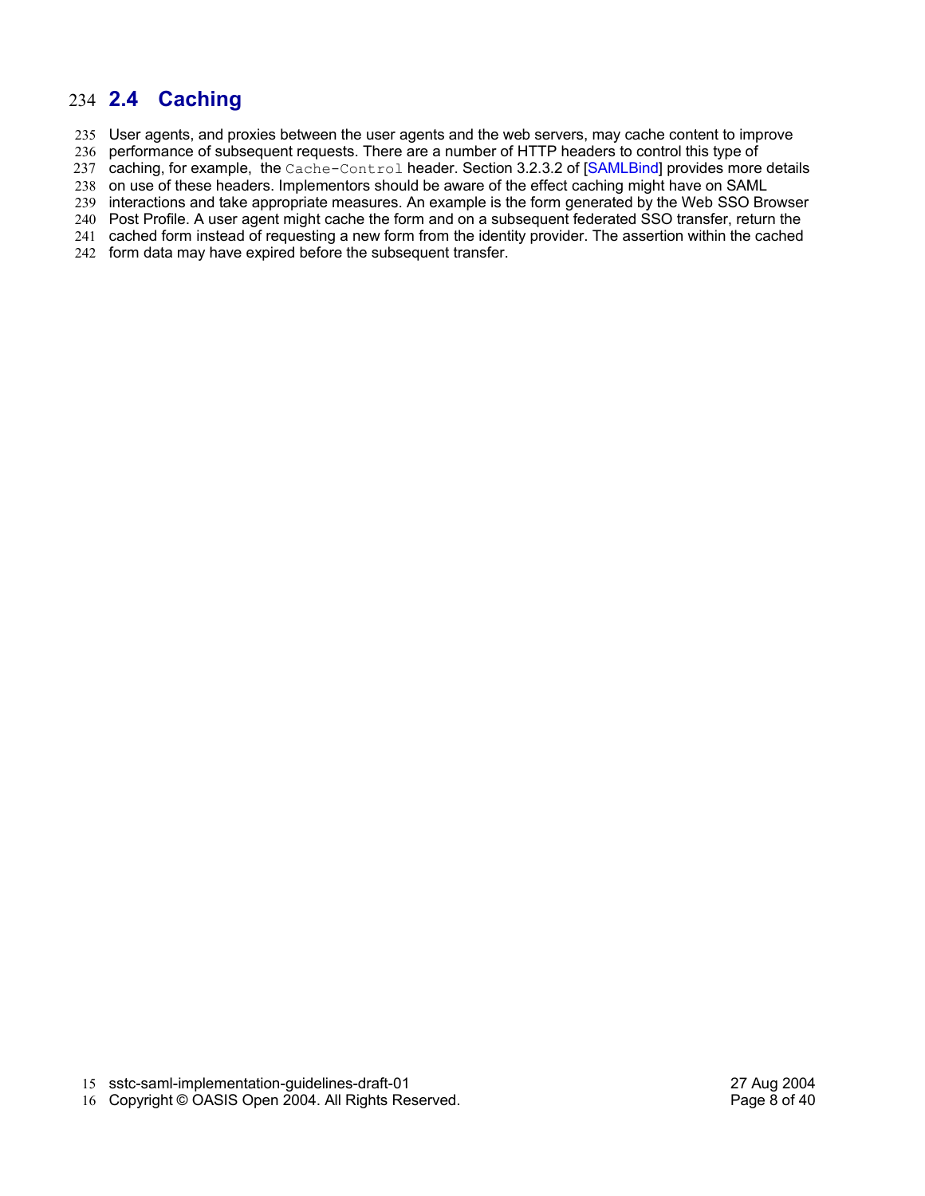## 2.4 Caching

User agents, and proxies between the user agents and the web servers, may cache content to improve performance of subsequent requests. There are a number of HTTP headers to control this type of caching, for example, the `Cache-Control` header. Section 3.2.3.2 of [SAMLBind] provides more details on use of these headers. Implementors should be aware of the effect caching might have on SAML interactions and take appropriate measures. An example is the form generated by the Web SSO Browser Post Profile. A user agent might cache the form and on a subsequent federated SSO transfer, return the cached form instead of requesting a new form from the identity provider. The assertion within the cached form data may have expired before the subsequent transfer.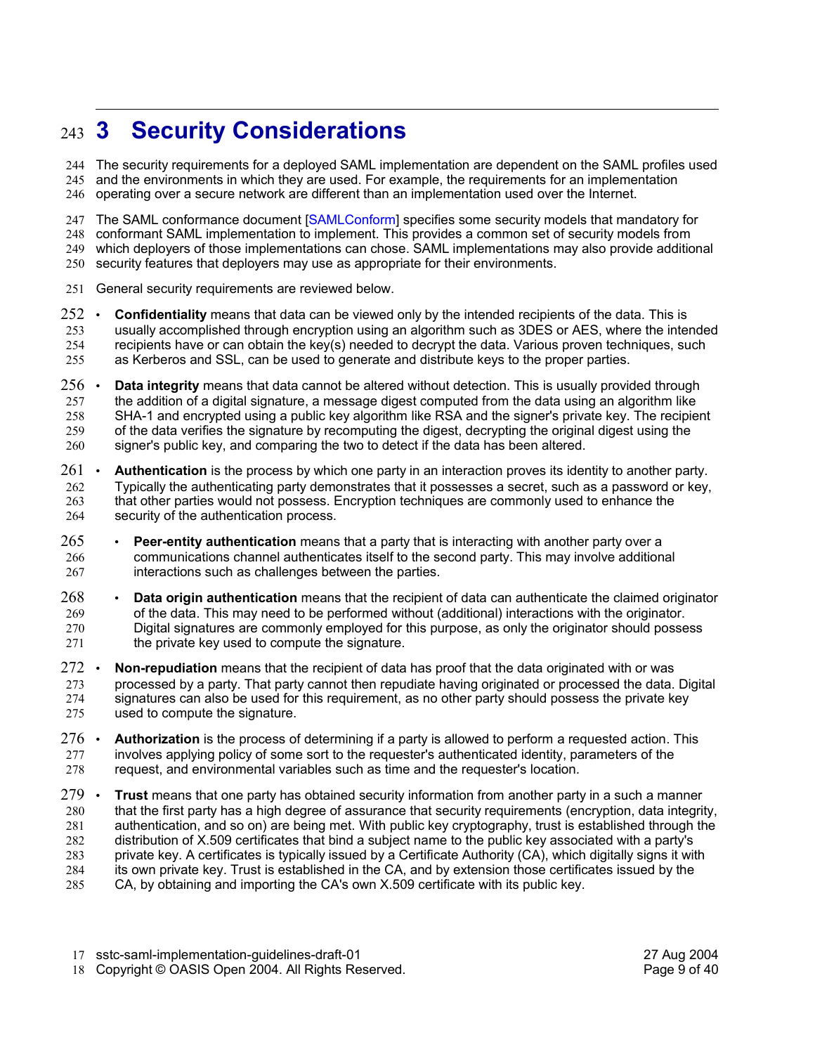# 3 Security Considerations

The security requirements for a deployed SAML implementation are dependent on the SAML profiles used and the environments in which they are used. For example, the requirements for an implementation operating over a secure network are different than an implementation used over the Internet.

The SAML conformance document [SAMLConform] specifies some security models that mandatory for conformant SAML implementation to implement. This provides a common set of security models from which deployers of those implementations can chose. SAML implementations may also provide additional security features that deployers may use as appropriate for their environments.

General security requirements are reviewed below.

- **Confidentiality** means that data can be viewed only by the intended recipients of the data. This is usually accomplished through encryption using an algorithm such as 3DES or AES, where the intended recipients have or can obtain the key(s) needed to decrypt the data. Various proven techniques, such as Kerberos and SSL, can be used to generate and distribute keys to the proper parties.
- **Data integrity** means that data cannot be altered without detection. This is usually provided through the addition of a digital signature, a message digest computed from the data using an algorithm like SHA-1 and encrypted using a public key algorithm like RSA and the signer's private key. The recipient of the data verifies the signature by recomputing the digest, decrypting the original digest using the signer's public key, and comparing the two to detect if the data has been altered.
- **Authentication** is the process by which one party in an interaction proves its identity to another party. Typically the authenticating party demonstrates that it possesses a secret, such as a password or key, that other parties would not possess. Encryption techniques are commonly used to enhance the security of the authentication process.
  - **Peer-entity authentication** means that a party that is interacting with another party over a communications channel authenticates itself to the second party. This may involve additional interactions such as challenges between the parties.
  - **Data origin authentication** means that the recipient of data can authenticate the claimed originator of the data. This may need to be performed without (additional) interactions with the originator. Digital signatures are commonly employed for this purpose, as only the originator should possess the private key used to compute the signature.
- **Non-repudiation** means that the recipient of data has proof that the data originated with or was processed by a party. That party cannot then repudiate having originated or processed the data. Digital signatures can also be used for this requirement, as no other party should possess the private key used to compute the signature.
- **Authorization** is the process of determining if a party is allowed to perform a requested action. This involves applying policy of some sort to the requester's authenticated identity, parameters of the request, and environmental variables such as time and the requester's location.
- **Trust** means that one party has obtained security information from another party in a such a manner that the first party has a high degree of assurance that security requirements (encryption, data integrity, authentication, and so on) are being met. With public key cryptography, trust is established through the distribution of X.509 certificates that bind a subject name to the public key associated with a party's private key. A certificates is typically issued by a Certificate Authority (CA), which digitally signs it with its own private key. Trust is established in the CA, and by extension those certificates issued by the CA, by obtaining and importing the CA's own X.509 certificate with its public key.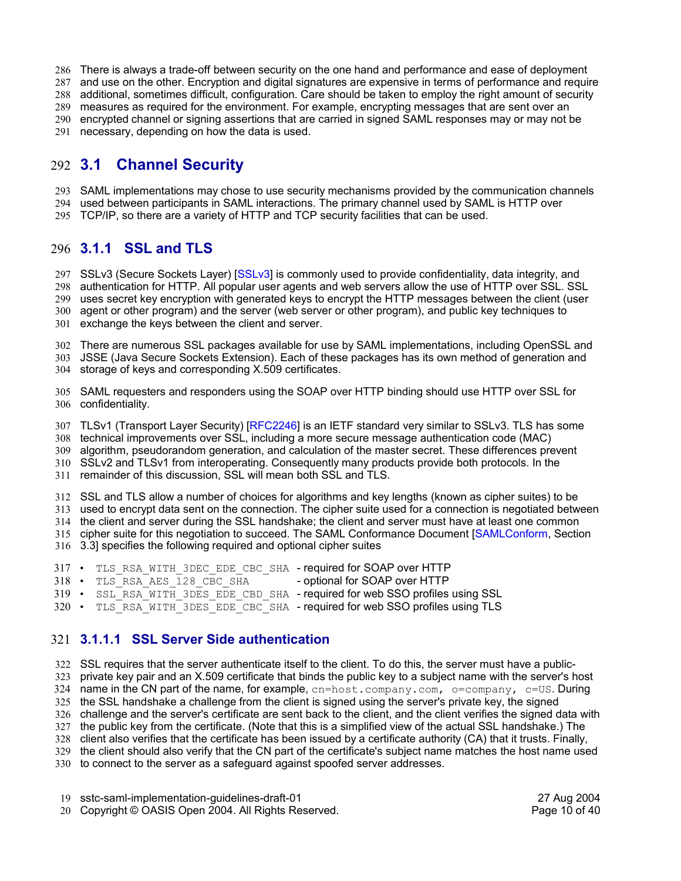There is always a trade-off between security on the one hand and performance and ease of deployment and use on the other. Encryption and digital signatures are expensive in terms of performance and require additional, sometimes difficult, configuration. Care should be taken to employ the right amount of security measures as required for the environment. For example, encrypting messages that are sent over an encrypted channel or signing assertions that are carried in signed SAML responses may or may not be necessary, depending on how the data is used.

## 3.1 Channel Security

SAML implementations may chose to use security mechanisms provided by the communication channels used between participants in SAML interactions. The primary channel used by SAML is HTTP over TCP/IP, so there are a variety of HTTP and TCP security facilities that can be used.

### 3.1.1 SSL and TLS

SSLv3 (Secure Sockets Layer) [SSLv3] is commonly used to provide confidentiality, data integrity, and authentication for HTTP. All popular user agents and web servers allow the use of HTTP over SSL. SSL uses secret key encryption with generated keys to encrypt the HTTP messages between the client (user agent or other program) and the server (web server or other program), and public key techniques to exchange the keys between the client and server.

There are numerous SSL packages available for use by SAML implementations, including OpenSSL and JSSE (Java Secure Sockets Extension). Each of these packages has its own method of generation and storage of keys and corresponding X.509 certificates.

SAML requesters and responders using the SOAP over HTTP binding should use HTTP over SSL for confidentiality.

TLSv1 (Transport Layer Security) [RFC2246] is an IETF standard very similar to SSLv3. TLS has some technical improvements over SSL, including a more secure message authentication code (MAC) algorithm, pseudorandom generation, and calculation of the master secret. These differences prevent SSLv2 and TLSv1 from interoperating. Consequently many products provide both protocols. In the remainder of this discussion, SSL will mean both SSL and TLS.

SSL and TLS allow a number of choices for algorithms and key lengths (known as cipher suites) to be used to encrypt data sent on the connection. The cipher suite used for a connection is negotiated between the client and server during the SSL handshake; the client and server must have at least one common cipher suite for this negotiation to succeed. The SAML Conformance Document [SAMLConform, Section 3.3] specifies the following required and optional cipher suites

- `TLS_RSA_WITH_3DEC_EDE_CBC_SHA` - required for SOAP over HTTP
- `TLS_RSA_AES_128_CBC_SHA` - optional for SOAP over HTTP
- `SSL_RSA_WITH_3DES_EDE_CBD_SHA` - required for web SSO profiles using SSL
- `TLS_RSA_WITH_3DES_EDE_CBC_SHA` - required for web SSO profiles using TLS

#### 3.1.1.1 SSL Server Side authentication

SSL requires that the server authenticate itself to the client. To do this, the server must have a public-private key pair and an X.509 certificate that binds the public key to a subject name with the server's host name in the CN part of the name, for example, `cn=host.company.com, o=company, c=US`. During the SSL handshake a challenge from the client is signed using the server's private key, the signed challenge and the server's certificate are sent back to the client, and the client verifies the signed data with the public key from the certificate. (Note that this is a simplified view of the actual SSL handshake.) The client also verifies that the certificate has been issued by a certificate authority (CA) that it trusts. Finally, the client should also verify that the CN part of the certificate's subject name matches the host name used to connect to the server as a safeguard against spoofed server addresses.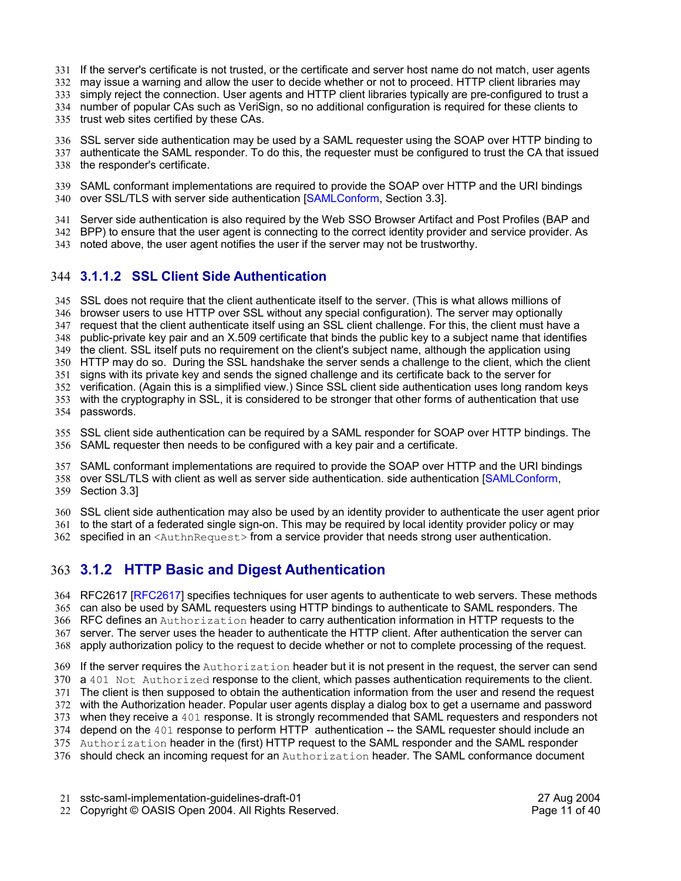If the server's certificate is not trusted, or the certificate and server host name do not match, user agents may issue a warning and allow the user to decide whether or not to proceed. HTTP client libraries may simply reject the connection. User agents and HTTP client libraries typically are pre-configured to trust a number of popular CAs such as VeriSign, so no additional configuration is required for these clients to trust web sites certified by these CAs.

SSL server side authentication may be used by a SAML requester using the SOAP over HTTP binding to authenticate the SAML responder. To do this, the requester must be configured to trust the CA that issued the responder's certificate.

SAML conformant implementations are required to provide the SOAP over HTTP and the URI bindings over SSL/TLS with server side authentication [SAMLConform, Section 3.3].

Server side authentication is also required by the Web SSO Browser Artifact and Post Profiles (BAP and BPP) to ensure that the user agent is connecting to the correct identity provider and service provider. As noted above, the user agent notifies the user if the server may not be trustworthy.

#### 3.1.1.2 SSL Client Side Authentication

SSL does not require that the client authenticate itself to the server. (This is what allows millions of browser users to use HTTP over SSL without any special configuration). The server may optionally request that the client authenticate itself using an SSL client challenge. For this, the client must have a public-private key pair and an X.509 certificate that binds the public key to a subject name that identifies the client. SSL itself puts no requirement on the client's subject name, although the application using HTTP may do so. During the SSL handshake the server sends a challenge to the client, which the client signs with its private key and sends the signed challenge and its certificate back to the server for verification. (Again this is a simplified view.) Since SSL client side authentication uses long random keys with the cryptography in SSL, it is considered to be stronger that other forms of authentication that use passwords.

SSL client side authentication can be required by a SAML responder for SOAP over HTTP bindings. The SAML requester then needs to be configured with a key pair and a certificate.

SAML conformant implementations are required to provide the SOAP over HTTP and the URI bindings over SSL/TLS with client as well as server side authentication. side authentication [SAMLConform, Section 3.3]

SSL client side authentication may also be used by an identity provider to authenticate the user agent prior to the start of a federated single sign-on. This may be required by local identity provider policy or may specified in an `<AuthnRequest>` from a service provider that needs strong user authentication.

### 3.1.2 HTTP Basic and Digest Authentication

RFC2617 [RFC2617] specifies techniques for user agents to authenticate to web servers. These methods can also be used by SAML requesters using HTTP bindings to authenticate to SAML responders. The RFC defines an `Authorization` header to carry authentication information in HTTP requests to the server. The server uses the header to authenticate the HTTP client. After authentication the server can apply authorization policy to the request to decide whether or not to complete processing of the request.

If the server requires the `Authorization` header but it is not present in the request, the server can send a `401 Not Authorized` response to the client, which passes authentication requirements to the client. The client is then supposed to obtain the authentication information from the user and resend the request with the Authorization header. Popular user agents display a dialog box to get a username and password when they receive a `401` response. It is strongly recommended that SAML requesters and responders not depend on the `401` response to perform HTTP authentication -- the SAML requester should include an `Authorization` header in the (first) HTTP request to the SAML responder and the SAML responder should check an incoming request for an `Authorization` header. The SAML conformance document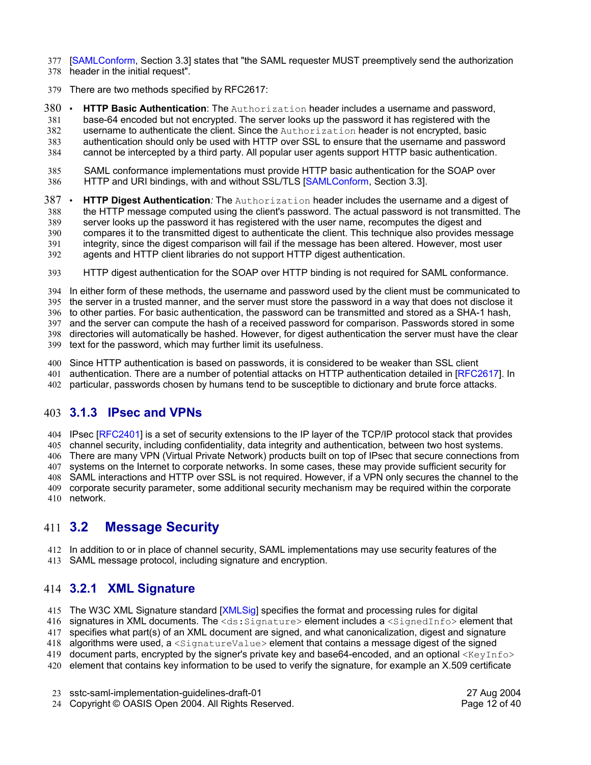[SAMLConform, Section 3.3] states that "the SAML requester MUST preemptively send the authorization header in the initial request".

There are two methods specified by RFC2617:

- **HTTP Basic Authentication**: The `Authorization` header includes a username and password, base-64 encoded but not encrypted. The server looks up the password it has registered with the username to authenticate the client. Since the `Authorization` header is not encrypted, basic authentication should only be used with HTTP over SSL to ensure that the username and password cannot be intercepted by a third party. All popular user agents support HTTP basic authentication.

  SAML conformance implementations must provide HTTP basic authentication for the SOAP over HTTP and URI bindings, with and without SSL/TLS [SAMLConform, Section 3.3].

- **HTTP Digest Authentication***:* The `Authorization` header includes the username and a digest of the HTTP message computed using the client's password. The actual password is not transmitted. The server looks up the password it has registered with the user name, recomputes the digest and compares it to the transmitted digest to authenticate the client. This technique also provides message integrity, since the digest comparison will fail if the message has been altered. However, most user agents and HTTP client libraries do not support HTTP digest authentication.

  HTTP digest authentication for the SOAP over HTTP binding is not required for SAML conformance.

In either form of these methods, the username and password used by the client must be communicated to the server in a trusted manner, and the server must store the password in a way that does not disclose it to other parties. For basic authentication, the password can be transmitted and stored as a SHA-1 hash, and the server can compute the hash of a received password for comparison. Passwords stored in some directories will automatically be hashed. However, for digest authentication the server must have the clear text for the password, which may further limit its usefulness.

Since HTTP authentication is based on passwords, it is considered to be weaker than SSL client authentication. There are a number of potential attacks on HTTP authentication detailed in [RFC2617]. In particular, passwords chosen by humans tend to be susceptible to dictionary and brute force attacks.

### 3.1.3 IPsec and VPNs

IPsec [RFC2401] is a set of security extensions to the IP layer of the TCP/IP protocol stack that provides channel security, including confidentiality, data integrity and authentication, between two host systems. There are many VPN (Virtual Private Network) products built on top of IPsec that secure connections from systems on the Internet to corporate networks. In some cases, these may provide sufficient security for SAML interactions and HTTP over SSL is not required. However, if a VPN only secures the channel to the corporate security parameter, some additional security mechanism may be required within the corporate network.

## 3.2 Message Security

In addition to or in place of channel security, SAML implementations may use security features of the SAML message protocol, including signature and encryption.

### 3.2.1 XML Signature

The W3C XML Signature standard [XMLSig] specifies the format and processing rules for digital signatures in XML documents. The `<ds:Signature>` element includes a `<SignedInfo>` element that specifies what part(s) of an XML document are signed, and what canonicalization, digest and signature algorithms were used, a `<SignatureValue>` element that contains a message digest of the signed document parts, encrypted by the signer's private key and base64-encoded, and an optional `<KeyInfo>` element that contains key information to be used to verify the signature, for example an X.509 certificate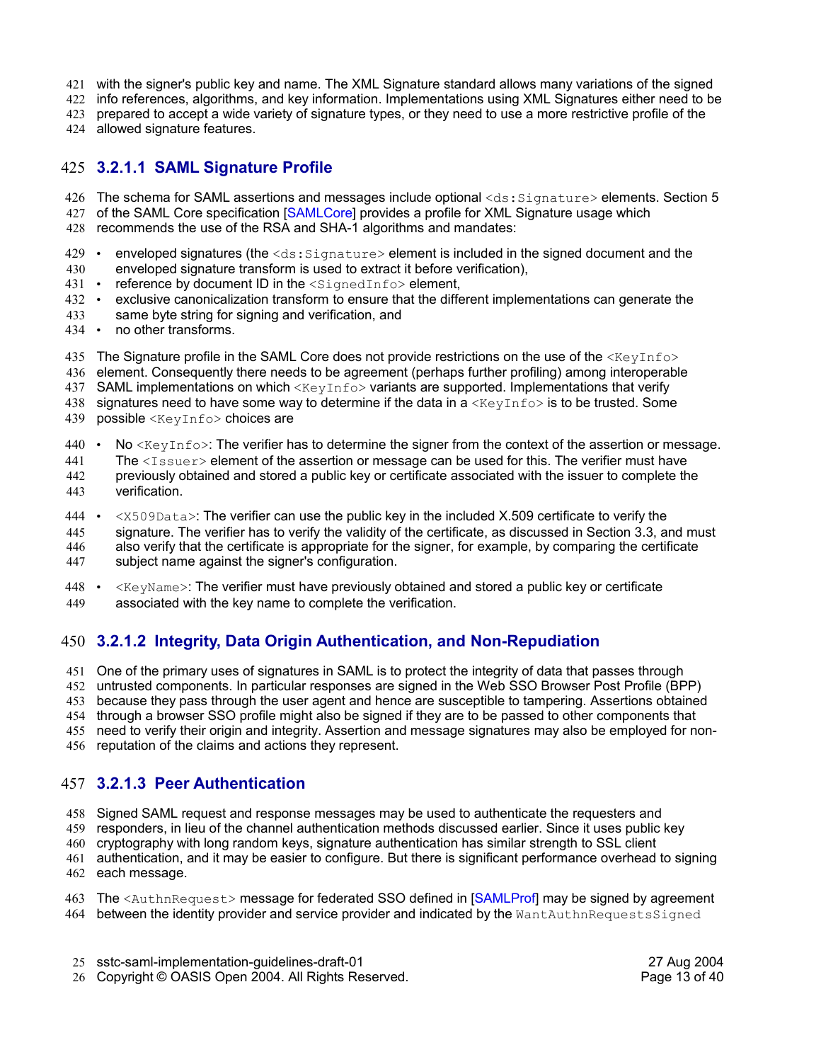with the signer's public key and name. The XML Signature standard allows many variations of the signed info references, algorithms, and key information. Implementations using XML Signatures either need to be prepared to accept a wide variety of signature types, or they need to use a more restrictive profile of the allowed signature features.

#### 3.2.1.1 SAML Signature Profile

The schema for SAML assertions and messages include optional `<ds:Signature>` elements. Section 5 of the SAML Core specification [SAMLCore] provides a profile for XML Signature usage which recommends the use of the RSA and SHA-1 algorithms and mandates:

- enveloped signatures (the `<ds:Signature>` element is included in the signed document and the enveloped signature transform is used to extract it before verification),
- reference by document ID in the `<SignedInfo>` element,
- exclusive canonicalization transform to ensure that the different implementations can generate the same byte string for signing and verification, and
- no other transforms.

The Signature profile in the SAML Core does not provide restrictions on the use of the `<KeyInfo>` element. Consequently there needs to be agreement (perhaps further profiling) among interoperable SAML implementations on which `<KeyInfo>` variants are supported. Implementations that verify signatures need to have some way to determine if the data in a `<KeyInfo>` is to be trusted. Some possible `<KeyInfo>` choices are

- No `<KeyInfo>`: The verifier has to determine the signer from the context of the assertion or message. The `<Issuer>` element of the assertion or message can be used for this. The verifier must have previously obtained and stored a public key or certificate associated with the issuer to complete the verification.
- `<X509Data>`: The verifier can use the public key in the included X.509 certificate to verify the signature. The verifier has to verify the validity of the certificate, as discussed in Section 3.3, and must also verify that the certificate is appropriate for the signer, for example, by comparing the certificate subject name against the signer's configuration.
- `<KeyName>`: The verifier must have previously obtained and stored a public key or certificate associated with the key name to complete the verification.

#### 3.2.1.2 Integrity, Data Origin Authentication, and Non-Repudiation

One of the primary uses of signatures in SAML is to protect the integrity of data that passes through untrusted components. In particular responses are signed in the Web SSO Browser Post Profile (BPP) because they pass through the user agent and hence are susceptible to tampering. Assertions obtained through a browser SSO profile might also be signed if they are to be passed to other components that need to verify their origin and integrity. Assertion and message signatures may also be employed for non-reputation of the claims and actions they represent.

#### 3.2.1.3 Peer Authentication

Signed SAML request and response messages may be used to authenticate the requesters and responders, in lieu of the channel authentication methods discussed earlier. Since it uses public key cryptography with long random keys, signature authentication has similar strength to SSL client authentication, and it may be easier to configure. But there is significant performance overhead to signing each message.

The `<AuthnRequest>` message for federated SSO defined in [SAMLProf] may be signed by agreement between the identity provider and service provider and indicated by the `WantAuthnRequestsSigned`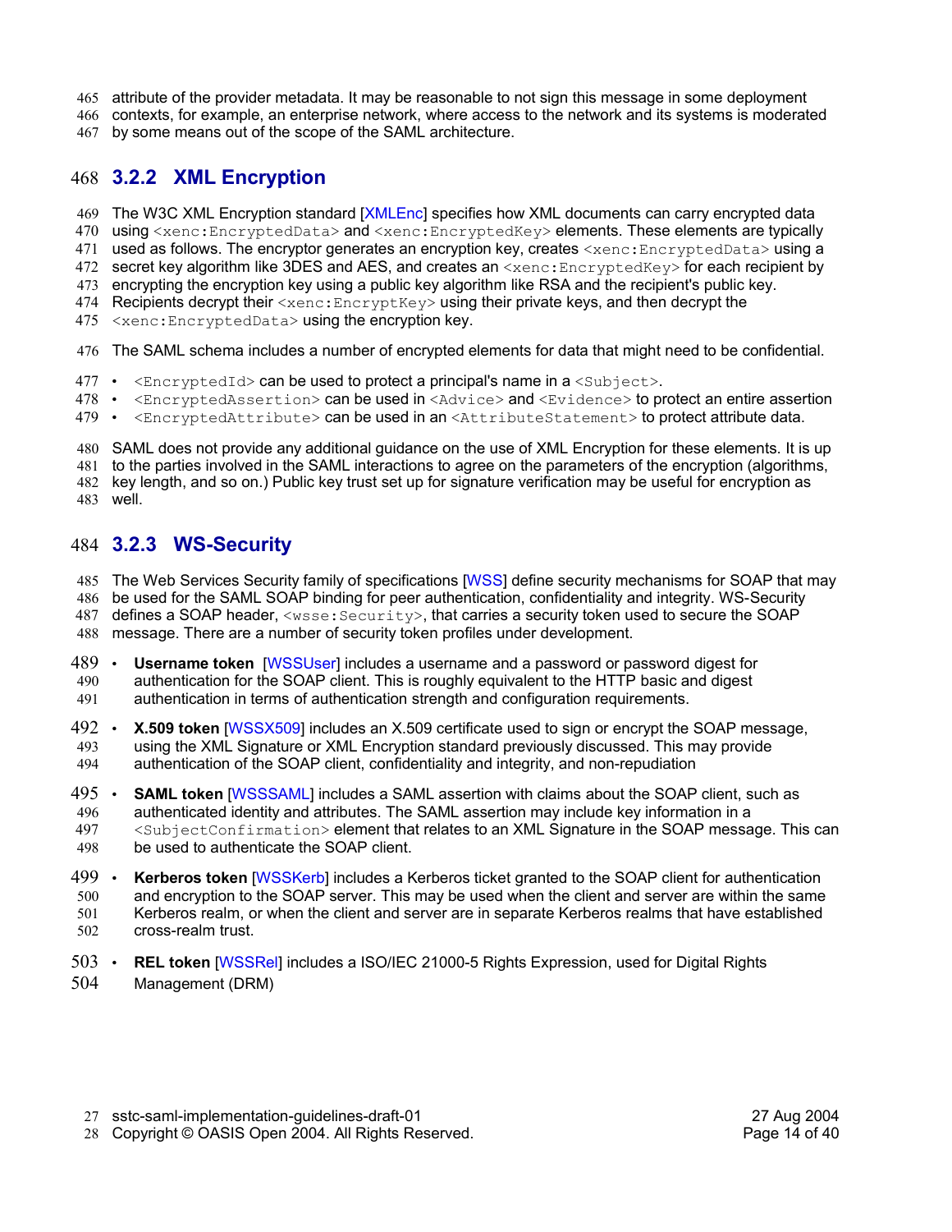attribute of the provider metadata. It may be reasonable to not sign this message in some deployment contexts, for example, an enterprise network, where access to the network and its systems is moderated by some means out of the scope of the SAML architecture.

### 3.2.2 XML Encryption

The W3C XML Encryption standard [XMLEnc] specifies how XML documents can carry encrypted data using `<xenc:EncryptedData>` and `<xenc:EncryptedKey>` elements. These elements are typically used as follows. The encryptor generates an encryption key, creates `<xenc:EncryptedData>` using a secret key algorithm like 3DES and AES, and creates an `<xenc:EncryptedKey>` for each recipient by encrypting the encryption key using a public key algorithm like RSA and the recipient's public key. Recipients decrypt their `<xenc:EncryptKey>` using their private keys, and then decrypt the `<xenc:EncryptedData>` using the encryption key.

The SAML schema includes a number of encrypted elements for data that might need to be confidential.

- `<EncryptedId>` can be used to protect a principal's name in a `<Subject>`.
- `<EncryptedAssertion>` can be used in `<Advice>` and `<Evidence>` to protect an entire assertion
- `<EncryptedAttribute>` can be used in an `<AttributeStatement>` to protect attribute data.

SAML does not provide any additional guidance on the use of XML Encryption for these elements. It is up to the parties involved in the SAML interactions to agree on the parameters of the encryption (algorithms, key length, and so on.) Public key trust set up for signature verification may be useful for encryption as well.

### 3.2.3 WS-Security

The Web Services Security family of specifications [WSS] define security mechanisms for SOAP that may be used for the SAML SOAP binding for peer authentication, confidentiality and integrity. WS-Security defines a SOAP header, `<wsse:Security>`, that carries a security token used to secure the SOAP message. There are a number of security token profiles under development.

- **Username token** [WSSUser] includes a username and a password or password digest for authentication for the SOAP client. This is roughly equivalent to the HTTP basic and digest authentication in terms of authentication strength and configuration requirements.
- **X.509 token** [WSSX509] includes an X.509 certificate used to sign or encrypt the SOAP message, using the XML Signature or XML Encryption standard previously discussed. This may provide authentication of the SOAP client, confidentiality and integrity, and non-repudiation
- **SAML token** [WSSSAML] includes a SAML assertion with claims about the SOAP client, such as authenticated identity and attributes. The SAML assertion may include key information in a `<SubjectConfirmation>` element that relates to an XML Signature in the SOAP message. This can be used to authenticate the SOAP client.
- **Kerberos token** [WSSKerb] includes a Kerberos ticket granted to the SOAP client for authentication and encryption to the SOAP server. This may be used when the client and server are within the same Kerberos realm, or when the client and server are in separate Kerberos realms that have established cross-realm trust.
- **REL token** [WSSRel] includes a ISO/IEC 21000-5 Rights Expression, used for Digital Rights Management (DRM)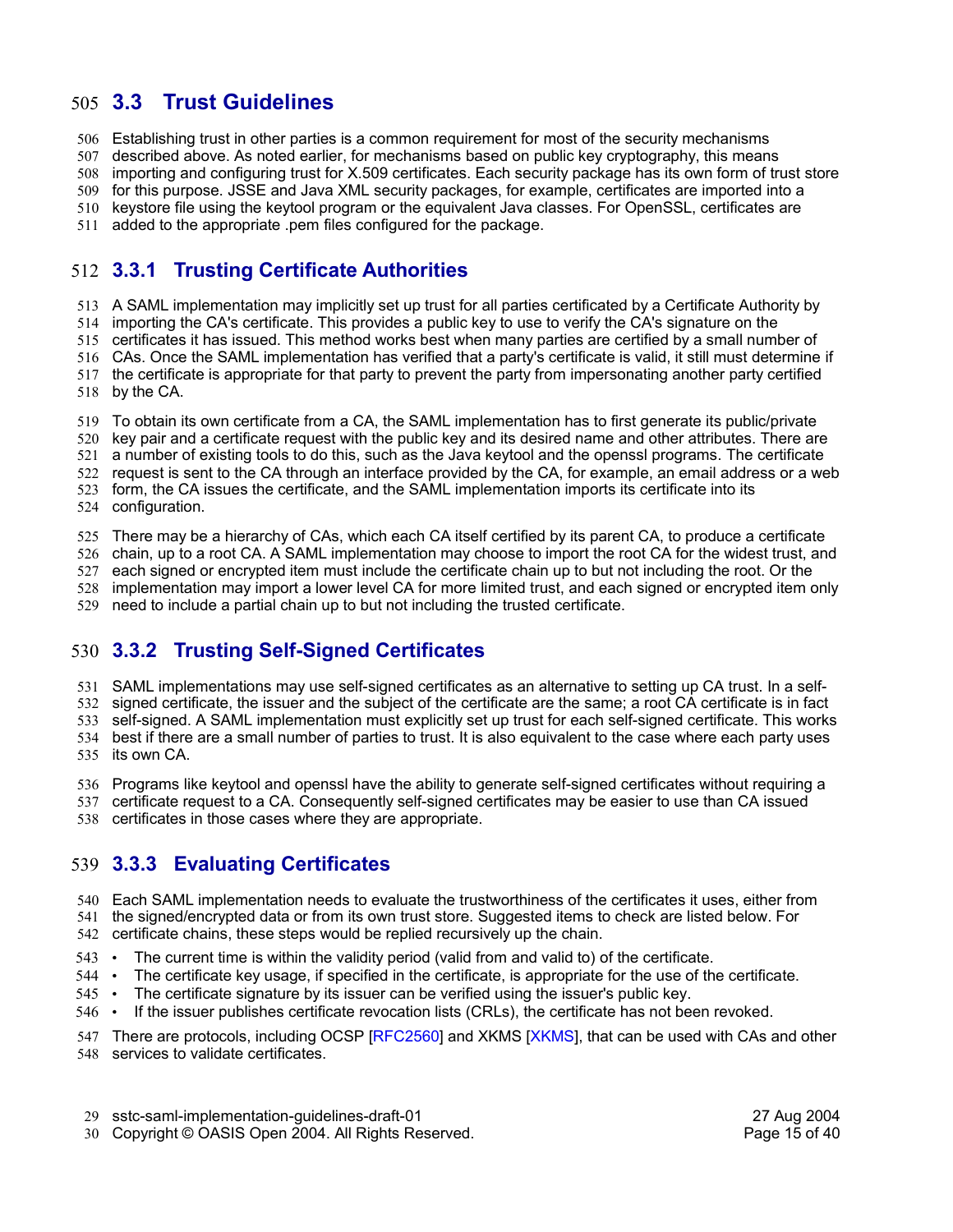## 3.3 Trust Guidelines

Establishing trust in other parties is a common requirement for most of the security mechanisms described above. As noted earlier, for mechanisms based on public key cryptography, this means importing and configuring trust for X.509 certificates. Each security package has its own form of trust store for this purpose. JSSE and Java XML security packages, for example, certificates are imported into a keystore file using the keytool program or the equivalent Java classes. For OpenSSL, certificates are added to the appropriate .pem files configured for the package.

### 3.3.1 Trusting Certificate Authorities

A SAML implementation may implicitly set up trust for all parties certificated by a Certificate Authority by importing the CA's certificate. This provides a public key to use to verify the CA's signature on the certificates it has issued. This method works best when many parties are certified by a small number of CAs. Once the SAML implementation has verified that a party's certificate is valid, it still must determine if the certificate is appropriate for that party to prevent the party from impersonating another party certified by the CA.

To obtain its own certificate from a CA, the SAML implementation has to first generate its public/private key pair and a certificate request with the public key and its desired name and other attributes. There are a number of existing tools to do this, such as the Java keytool and the openssl programs. The certificate request is sent to the CA through an interface provided by the CA, for example, an email address or a web form, the CA issues the certificate, and the SAML implementation imports its certificate into its configuration.

There may be a hierarchy of CAs, which each CA itself certified by its parent CA, to produce a certificate chain, up to a root CA. A SAML implementation may choose to import the root CA for the widest trust, and each signed or encrypted item must include the certificate chain up to but not including the root. Or the implementation may import a lower level CA for more limited trust, and each signed or encrypted item only need to include a partial chain up to but not including the trusted certificate.

### 3.3.2 Trusting Self-Signed Certificates

SAML implementations may use self-signed certificates as an alternative to setting up CA trust. In a self-signed certificate, the issuer and the subject of the certificate are the same; a root CA certificate is in fact self-signed. A SAML implementation must explicitly set up trust for each self-signed certificate. This works best if there are a small number of parties to trust. It is also equivalent to the case where each party uses its own CA.

Programs like keytool and openssl have the ability to generate self-signed certificates without requiring a certificate request to a CA. Consequently self-signed certificates may be easier to use than CA issued certificates in those cases where they are appropriate.

### 3.3.3 Evaluating Certificates

Each SAML implementation needs to evaluate the trustworthiness of the certificates it uses, either from the signed/encrypted data or from its own trust store. Suggested items to check are listed below. For certificate chains, these steps would be replied recursively up the chain.

- The current time is within the validity period (valid from and valid to) of the certificate.
- The certificate key usage, if specified in the certificate, is appropriate for the use of the certificate.
- The certificate signature by its issuer can be verified using the issuer's public key.
- If the issuer publishes certificate revocation lists (CRLs), the certificate has not been revoked.

There are protocols, including OCSP [RFC2560] and XKMS [XKMS], that can be used with CAs and other services to validate certificates.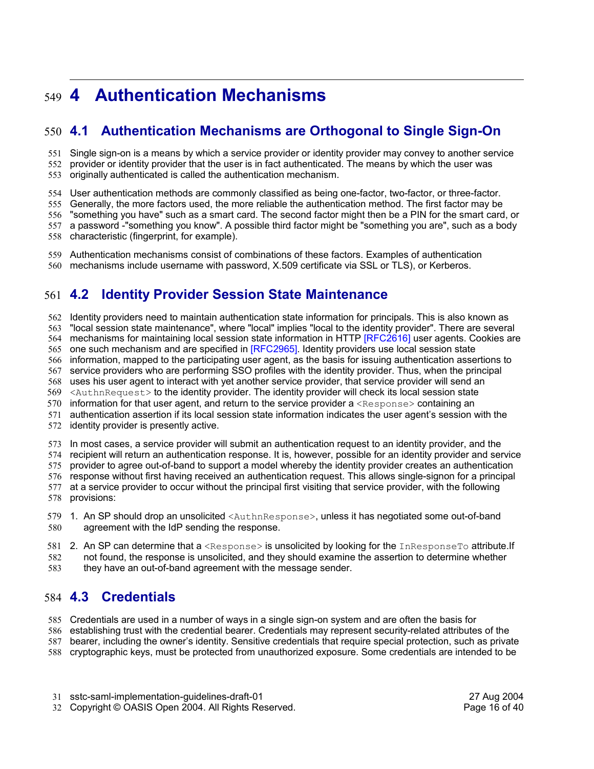# 4 Authentication Mechanisms

## 4.1 Authentication Mechanisms are Orthogonal to Single Sign-On

Single sign-on is a means by which a service provider or identity provider may convey to another service provider or identity provider that the user is in fact authenticated. The means by which the user was originally authenticated is called the authentication mechanism.

User authentication methods are commonly classified as being one-factor, two-factor, or three-factor. Generally, the more factors used, the more reliable the authentication method. The first factor may be "something you have" such as a smart card. The second factor might then be a PIN for the smart card, or a password -"something you know". A possible third factor might be "something you are", such as a body characteristic (fingerprint, for example).

Authentication mechanisms consist of combinations of these factors. Examples of authentication mechanisms include username with password, X.509 certificate via SSL or TLS), or Kerberos.

## 4.2 Identity Provider Session State Maintenance

Identity providers need to maintain authentication state information for principals. This is also known as "local session state maintenance", where "local" implies "local to the identity provider". There are several mechanisms for maintaining local session state information in HTTP [RFC2616] user agents. Cookies are one such mechanism and are specified in [RFC2965]. Identity providers use local session state information, mapped to the participating user agent, as the basis for issuing authentication assertions to service providers who are performing SSO profiles with the identity provider. Thus, when the principal uses his user agent to interact with yet another service provider, that service provider will send an `<AuthnRequest>` to the identity provider. The identity provider will check its local session state information for that user agent, and return to the service provider a `<Response>` containing an authentication assertion if its local session state information indicates the user agent's session with the identity provider is presently active.

In most cases, a service provider will submit an authentication request to an identity provider, and the recipient will return an authentication response. It is, however, possible for an identity provider and service provider to agree out-of-band to support a model whereby the identity provider creates an authentication response without first having received an authentication request. This allows single-signon for a principal at a service provider to occur without the principal first visiting that service provider, with the following provisions:

1. An SP should drop an unsolicited `<AuthnResponse>`, unless it has negotiated some out-of-band agreement with the IdP sending the response.
2. An SP can determine that a `<Response>` is unsolicited by looking for the `InResponseTo` attribute.If not found, the response is unsolicited, and they should examine the assertion to determine whether they have an out-of-band agreement with the message sender.

## 4.3 Credentials

Credentials are used in a number of ways in a single sign-on system and are often the basis for establishing trust with the credential bearer. Credentials may represent security-related attributes of the bearer, including the owner's identity. Sensitive credentials that require special protection, such as private cryptographic keys, must be protected from unauthorized exposure. Some credentials are intended to be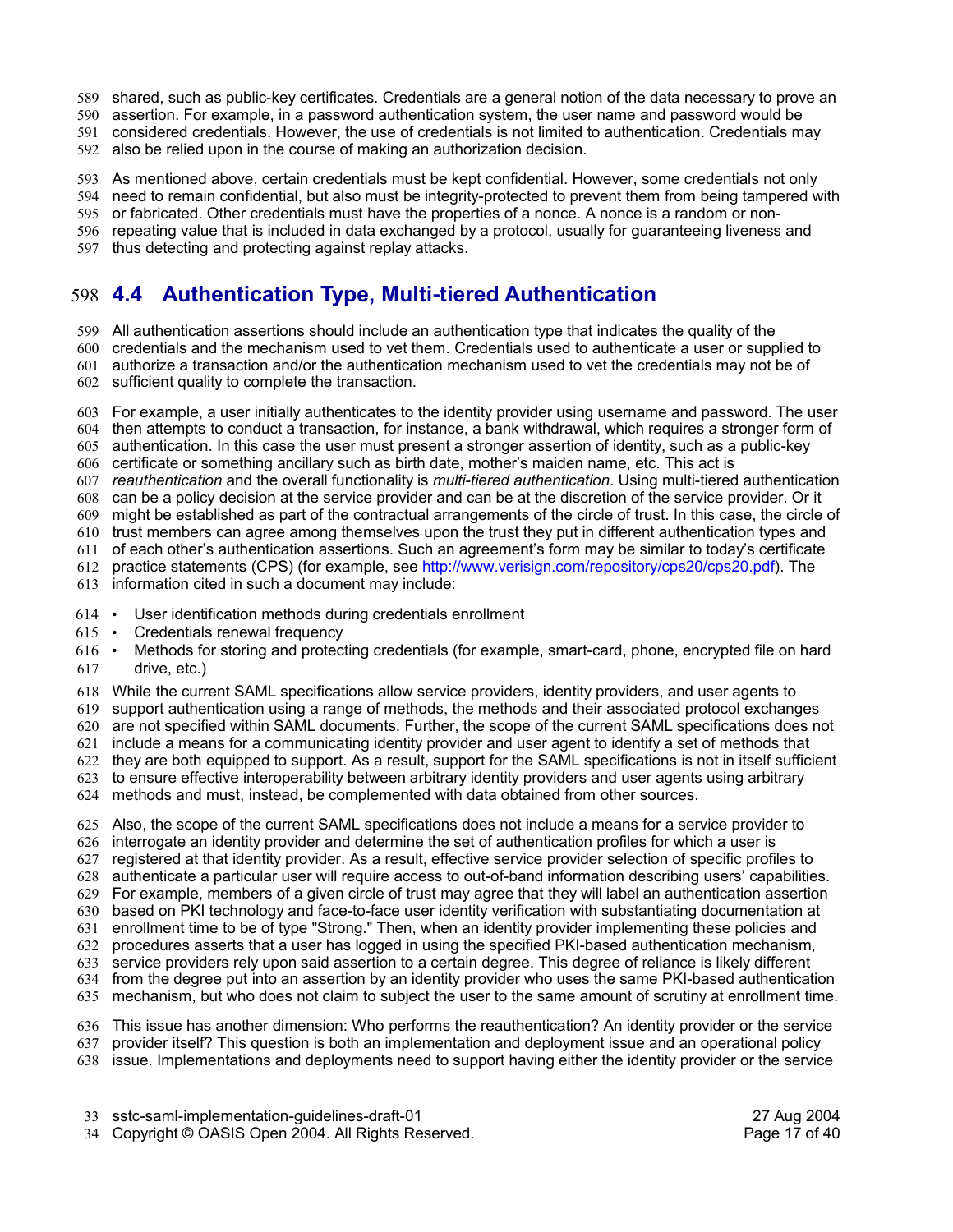shared, such as public-key certificates. Credentials are a general notion of the data necessary to prove an assertion. For example, in a password authentication system, the user name and password would be considered credentials. However, the use of credentials is not limited to authentication. Credentials may also be relied upon in the course of making an authorization decision.

As mentioned above, certain credentials must be kept confidential. However, some credentials not only need to remain confidential, but also must be integrity-protected to prevent them from being tampered with or fabricated. Other credentials must have the properties of a nonce. A nonce is a random or non-repeating value that is included in data exchanged by a protocol, usually for guaranteeing liveness and thus detecting and protecting against replay attacks.

## 4.4 Authentication Type, Multi-tiered Authentication

All authentication assertions should include an authentication type that indicates the quality of the credentials and the mechanism used to vet them. Credentials used to authenticate a user or supplied to authorize a transaction and/or the authentication mechanism used to vet the credentials may not be of sufficient quality to complete the transaction.

For example, a user initially authenticates to the identity provider using username and password. The user then attempts to conduct a transaction, for instance, a bank withdrawal, which requires a stronger form of authentication. In this case the user must present a stronger assertion of identity, such as a public-key certificate or something ancillary such as birth date, mother's maiden name, etc. This act is *reauthentication* and the overall functionality is *multi-tiered authentication*. Using multi-tiered authentication can be a policy decision at the service provider and can be at the discretion of the service provider. Or it might be established as part of the contractual arrangements of the circle of trust. In this case, the circle of trust members can agree among themselves upon the trust they put in different authentication types and of each other's authentication assertions. Such an agreement's form may be similar to today's certificate practice statements (CPS) (for example, see http://www.verisign.com/repository/cps20/cps20.pdf). The information cited in such a document may include:

- User identification methods during credentials enrollment
- Credentials renewal frequency
- Methods for storing and protecting credentials (for example, smart-card, phone, encrypted file on hard drive, etc.)

While the current SAML specifications allow service providers, identity providers, and user agents to support authentication using a range of methods, the methods and their associated protocol exchanges are not specified within SAML documents. Further, the scope of the current SAML specifications does not include a means for a communicating identity provider and user agent to identify a set of methods that they are both equipped to support. As a result, support for the SAML specifications is not in itself sufficient to ensure effective interoperability between arbitrary identity providers and user agents using arbitrary methods and must, instead, be complemented with data obtained from other sources.

Also, the scope of the current SAML specifications does not include a means for a service provider to interrogate an identity provider and determine the set of authentication profiles for which a user is registered at that identity provider. As a result, effective service provider selection of specific profiles to authenticate a particular user will require access to out-of-band information describing users' capabilities. For example, members of a given circle of trust may agree that they will label an authentication assertion based on PKI technology and face-to-face user identity verification with substantiating documentation at enrollment time to be of type "Strong." Then, when an identity provider implementing these policies and procedures asserts that a user has logged in using the specified PKI-based authentication mechanism, service providers rely upon said assertion to a certain degree. This degree of reliance is likely different from the degree put into an assertion by an identity provider who uses the same PKI-based authentication mechanism, but who does not claim to subject the user to the same amount of scrutiny at enrollment time.

This issue has another dimension: Who performs the reauthentication? An identity provider or the service provider itself? This question is both an implementation and deployment issue and an operational policy issue. Implementations and deployments need to support having either the identity provider or the service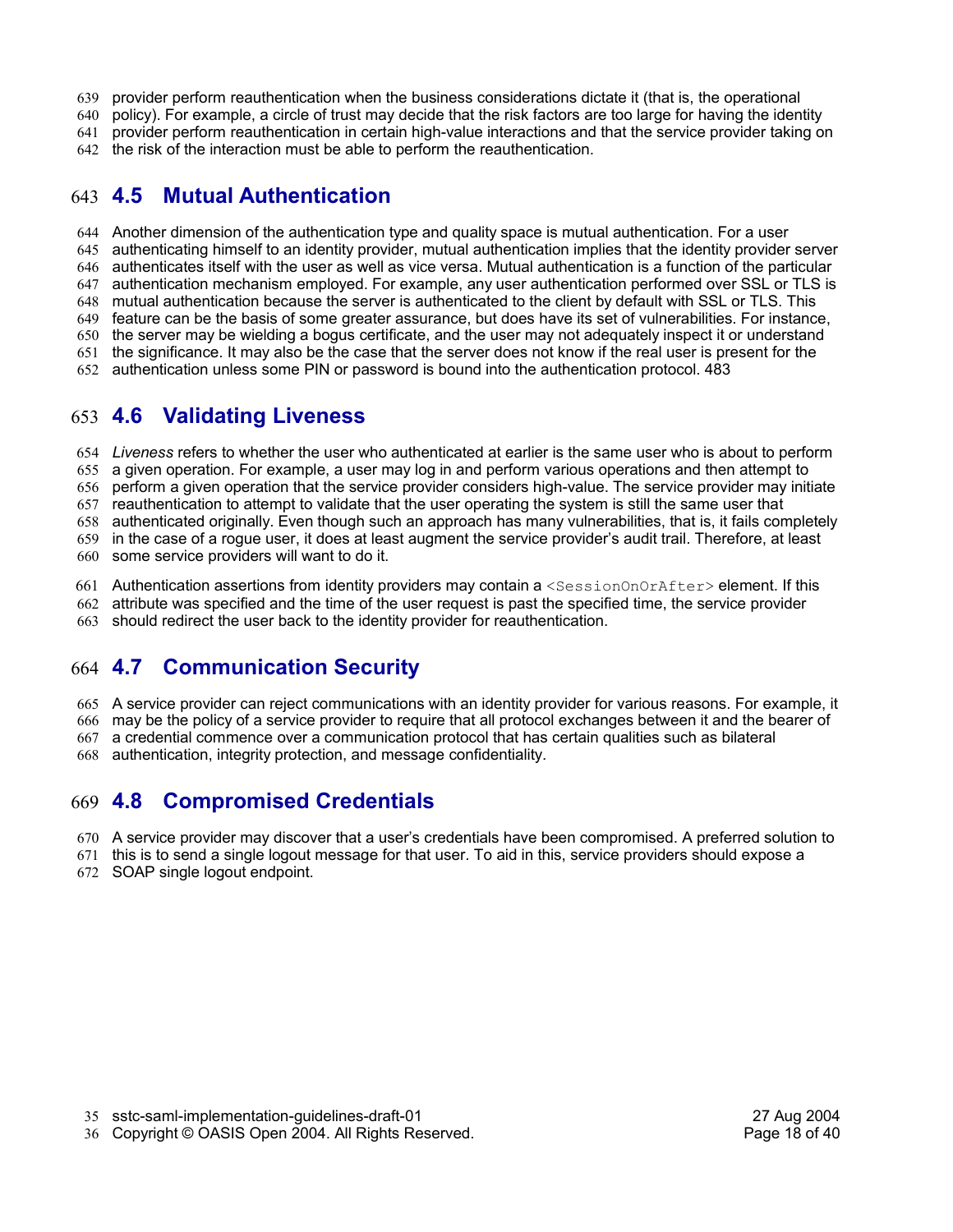provider perform reauthentication when the business considerations dictate it (that is, the operational policy). For example, a circle of trust may decide that the risk factors are too large for having the identity provider perform reauthentication in certain high-value interactions and that the service provider taking on the risk of the interaction must be able to perform the reauthentication.

## 4.5 Mutual Authentication

Another dimension of the authentication type and quality space is mutual authentication. For a user authenticating himself to an identity provider, mutual authentication implies that the identity provider server authenticates itself with the user as well as vice versa. Mutual authentication is a function of the particular authentication mechanism employed. For example, any user authentication performed over SSL or TLS is mutual authentication because the server is authenticated to the client by default with SSL or TLS. This feature can be the basis of some greater assurance, but does have its set of vulnerabilities. For instance, the server may be wielding a bogus certificate, and the user may not adequately inspect it or understand the significance. It may also be the case that the server does not know if the real user is present for the authentication unless some PIN or password is bound into the authentication protocol. 483

## 4.6 Validating Liveness

*Liveness* refers to whether the user who authenticated at earlier is the same user who is about to perform a given operation. For example, a user may log in and perform various operations and then attempt to perform a given operation that the service provider considers high-value. The service provider may initiate reauthentication to attempt to validate that the user operating the system is still the same user that authenticated originally. Even though such an approach has many vulnerabilities, that is, it fails completely in the case of a rogue user, it does at least augment the service provider's audit trail. Therefore, at least some service providers will want to do it.

Authentication assertions from identity providers may contain a `<SessionOnOrAfter>` element. If this attribute was specified and the time of the user request is past the specified time, the service provider should redirect the user back to the identity provider for reauthentication.

## 4.7 Communication Security

A service provider can reject communications with an identity provider for various reasons. For example, it may be the policy of a service provider to require that all protocol exchanges between it and the bearer of a credential commence over a communication protocol that has certain qualities such as bilateral authentication, integrity protection, and message confidentiality.

## 4.8 Compromised Credentials

A service provider may discover that a user's credentials have been compromised. A preferred solution to this is to send a single logout message for that user. To aid in this, service providers should expose a SOAP single logout endpoint.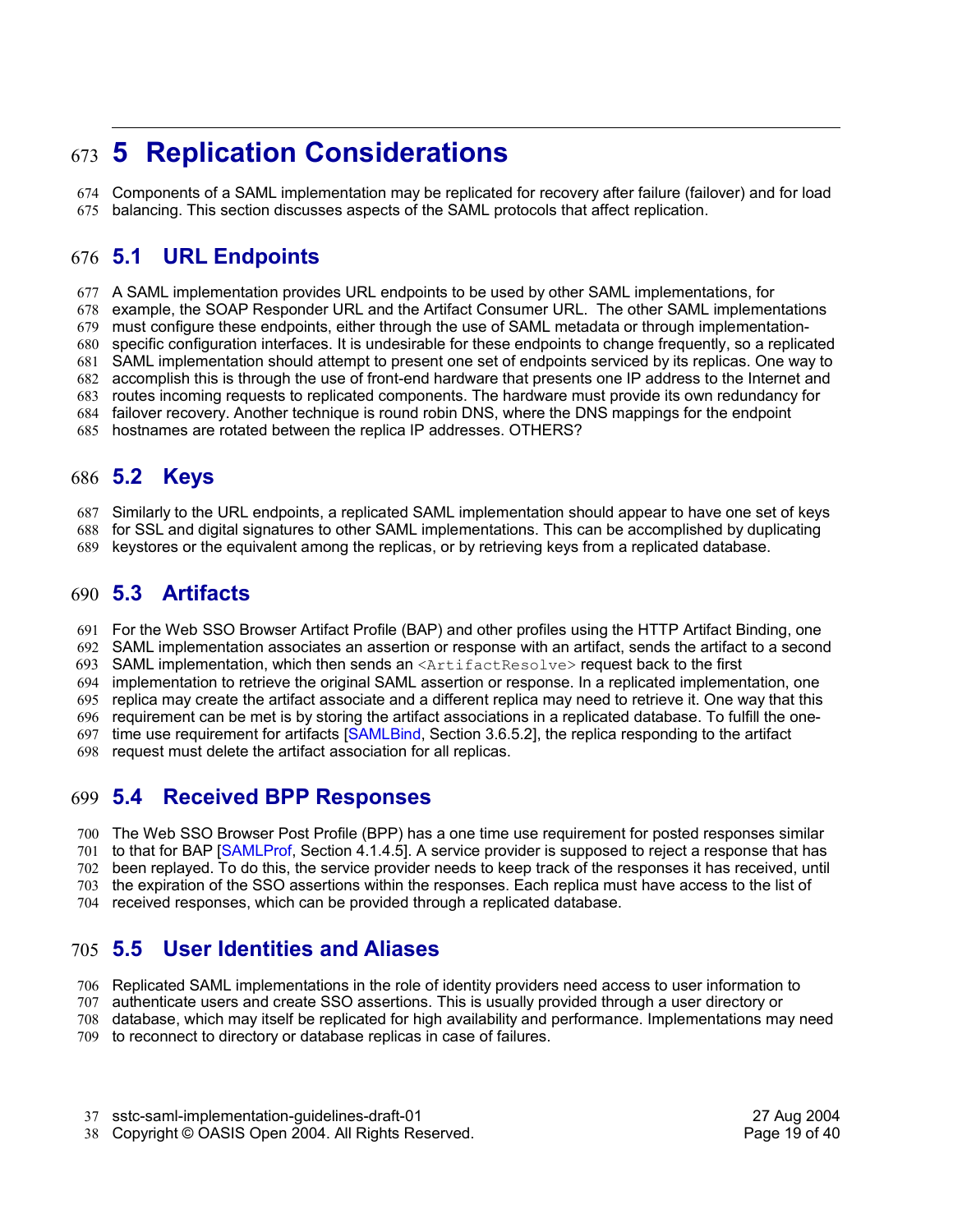# 5 Replication Considerations

Components of a SAML implementation may be replicated for recovery after failure (failover) and for load balancing. This section discusses aspects of the SAML protocols that affect replication.

## 5.1 URL Endpoints

A SAML implementation provides URL endpoints to be used by other SAML implementations, for example, the SOAP Responder URL and the Artifact Consumer URL. The other SAML implementations must configure these endpoints, either through the use of SAML metadata or through implementation-specific configuration interfaces. It is undesirable for these endpoints to change frequently, so a replicated SAML implementation should attempt to present one set of endpoints serviced by its replicas. One way to accomplish this is through the use of front-end hardware that presents one IP address to the Internet and routes incoming requests to replicated components. The hardware must provide its own redundancy for failover recovery. Another technique is round robin DNS, where the DNS mappings for the endpoint hostnames are rotated between the replica IP addresses. OTHERS?

## 5.2 Keys

Similarly to the URL endpoints, a replicated SAML implementation should appear to have one set of keys for SSL and digital signatures to other SAML implementations. This can be accomplished by duplicating keystores or the equivalent among the replicas, or by retrieving keys from a replicated database.

## 5.3 Artifacts

For the Web SSO Browser Artifact Profile (BAP) and other profiles using the HTTP Artifact Binding, one SAML implementation associates an assertion or response with an artifact, sends the artifact to a second SAML implementation, which then sends an `<ArtifactResolve>` request back to the first implementation to retrieve the original SAML assertion or response. In a replicated implementation, one replica may create the artifact associate and a different replica may need to retrieve it. One way that this requirement can be met is by storing the artifact associations in a replicated database. To fulfill the one-time use requirement for artifacts [SAMLBind, Section 3.6.5.2], the replica responding to the artifact request must delete the artifact association for all replicas.

## 5.4 Received BPP Responses

The Web SSO Browser Post Profile (BPP) has a one time use requirement for posted responses similar to that for BAP [SAMLProf, Section 4.1.4.5]. A service provider is supposed to reject a response that has been replayed. To do this, the service provider needs to keep track of the responses it has received, until the expiration of the SSO assertions within the responses. Each replica must have access to the list of received responses, which can be provided through a replicated database.

## 5.5 User Identities and Aliases

Replicated SAML implementations in the role of identity providers need access to user information to authenticate users and create SSO assertions. This is usually provided through a user directory or database, which may itself be replicated for high availability and performance. Implementations may need to reconnect to directory or database replicas in case of failures.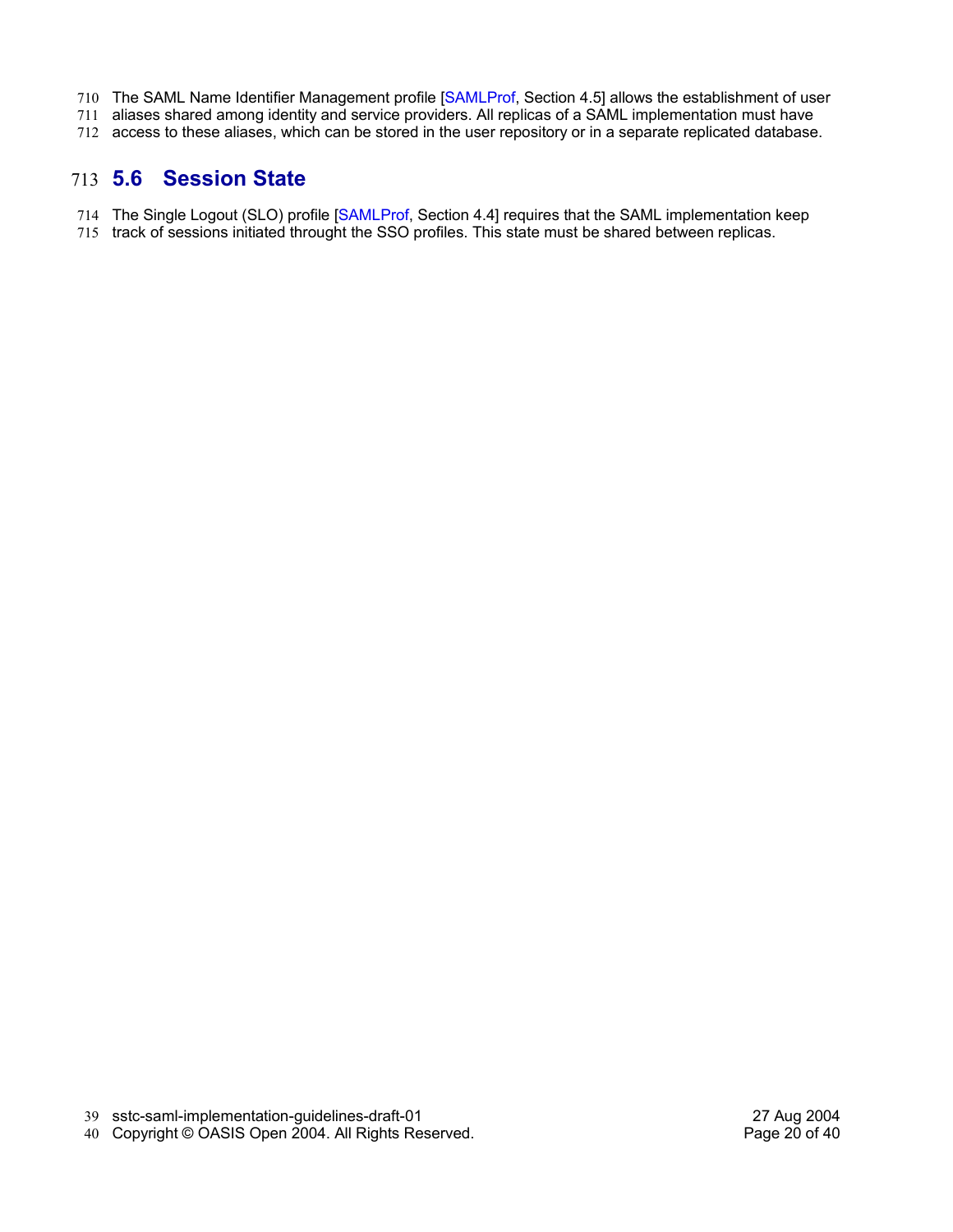The SAML Name Identifier Management profile [SAMLProf, Section 4.5] allows the establishment of user aliases shared among identity and service providers. All replicas of a SAML implementation must have access to these aliases, which can be stored in the user repository or in a separate replicated database.

## 5.6 Session State

The Single Logout (SLO) profile [SAMLProf, Section 4.4] requires that the SAML implementation keep track of sessions initiated throught the SSO profiles. This state must be shared between replicas.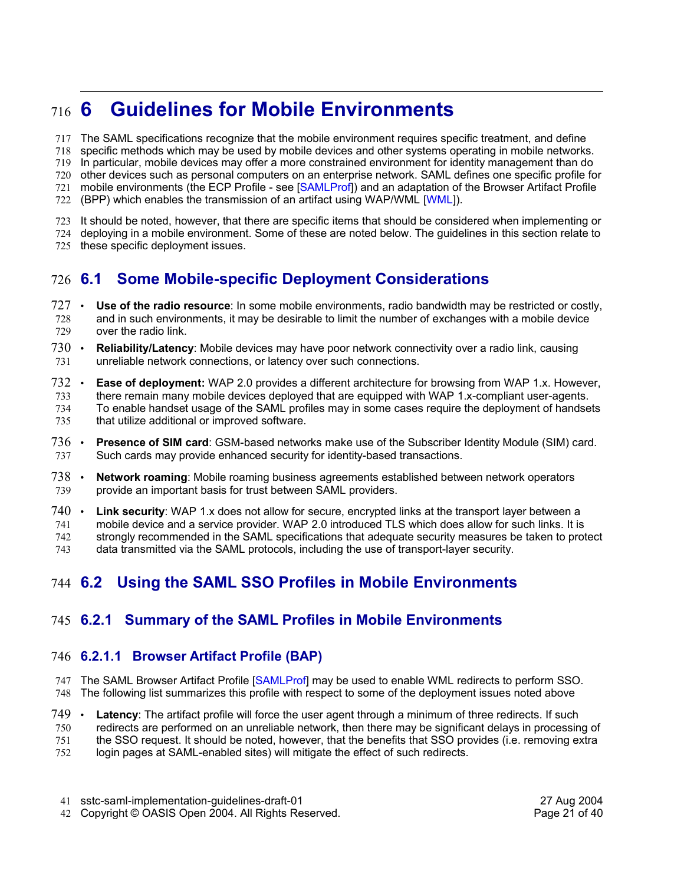# 6 Guidelines for Mobile Environments

The SAML specifications recognize that the mobile environment requires specific treatment, and define specific methods which may be used by mobile devices and other systems operating in mobile networks. In particular, mobile devices may offer a more constrained environment for identity management than do other devices such as personal computers on an enterprise network. SAML defines one specific profile for mobile environments (the ECP Profile - see [SAMLProf]) and an adaptation of the Browser Artifact Profile (BPP) which enables the transmission of an artifact using WAP/WML [WML]).

It should be noted, however, that there are specific items that should be considered when implementing or deploying in a mobile environment. Some of these are noted below. The guidelines in this section relate to these specific deployment issues.

## 6.1 Some Mobile-specific Deployment Considerations

- **Use of the radio resource**: In some mobile environments, radio bandwidth may be restricted or costly, and in such environments, it may be desirable to limit the number of exchanges with a mobile device over the radio link.
- **Reliability/Latency**: Mobile devices may have poor network connectivity over a radio link, causing unreliable network connections, or latency over such connections.
- **Ease of deployment:** WAP 2.0 provides a different architecture for browsing from WAP 1.x. However, there remain many mobile devices deployed that are equipped with WAP 1.x-compliant user-agents. To enable handset usage of the SAML profiles may in some cases require the deployment of handsets that utilize additional or improved software.
- **Presence of SIM card**: GSM-based networks make use of the Subscriber Identity Module (SIM) card. Such cards may provide enhanced security for identity-based transactions.
- **Network roaming**: Mobile roaming business agreements established between network operators provide an important basis for trust between SAML providers.
- **Link security**: WAP 1.x does not allow for secure, encrypted links at the transport layer between a mobile device and a service provider. WAP 2.0 introduced TLS which does allow for such links. It is strongly recommended in the SAML specifications that adequate security measures be taken to protect data transmitted via the SAML protocols, including the use of transport-layer security.

## 6.2 Using the SAML SSO Profiles in Mobile Environments

### 6.2.1 Summary of the SAML Profiles in Mobile Environments

#### 6.2.1.1 Browser Artifact Profile (BAP)

The SAML Browser Artifact Profile [SAMLProf] may be used to enable WML redirects to perform SSO. The following list summarizes this profile with respect to some of the deployment issues noted above

- **Latency**: The artifact profile will force the user agent through a minimum of three redirects. If such redirects are performed on an unreliable network, then there may be significant delays in processing of the SSO request. It should be noted, however, that the benefits that SSO provides (i.e. removing extra login pages at SAML-enabled sites) will mitigate the effect of such redirects.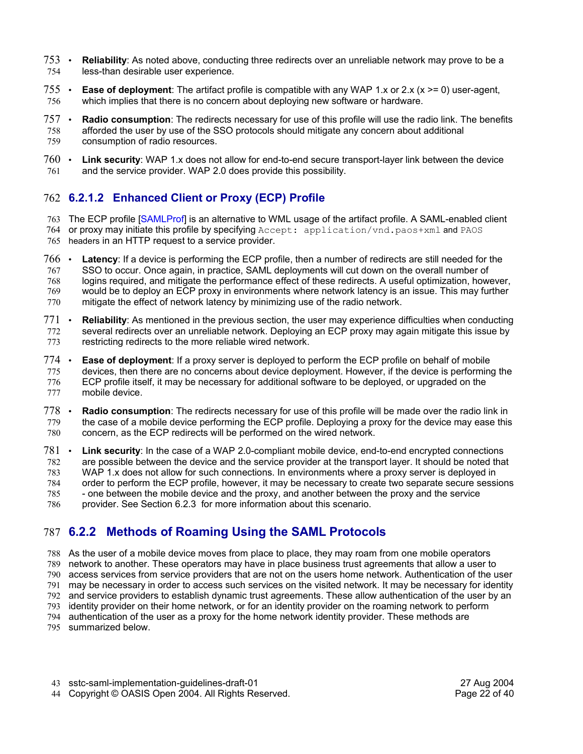- **Reliability**: As noted above, conducting three redirects over an unreliable network may prove to be a less-than desirable user experience.
- **Ease of deployment**: The artifact profile is compatible with any WAP 1.x or 2.x (x >= 0) user-agent, which implies that there is no concern about deploying new software or hardware.
- **Radio consumption**: The redirects necessary for use of this profile will use the radio link. The benefits afforded the user by use of the SSO protocols should mitigate any concern about additional consumption of radio resources.
- **Link security**: WAP 1.x does not allow for end-to-end secure transport-layer link between the device and the service provider. WAP 2.0 does provide this possibility.

#### 6.2.1.2 Enhanced Client or Proxy (ECP) Profile

The ECP profile [SAMLProf] is an alternative to WML usage of the artifact profile. A SAML-enabled client or proxy may initiate this profile by specifying `Accept: application/vnd.paos+xml` and `PAOS headers` in an HTTP request to a service provider.

- **Latency**: If a device is performing the ECP profile, then a number of redirects are still needed for the SSO to occur. Once again, in practice, SAML deployments will cut down on the overall number of logins required, and mitigate the performance effect of these redirects. A useful optimization, however, would be to deploy an ECP proxy in environments where network latency is an issue. This may further mitigate the effect of network latency by minimizing use of the radio network.
- **Reliability**: As mentioned in the previous section, the user may experience difficulties when conducting several redirects over an unreliable network. Deploying an ECP proxy may again mitigate this issue by restricting redirects to the more reliable wired network.
- **Ease of deployment**: If a proxy server is deployed to perform the ECP profile on behalf of mobile devices, then there are no concerns about device deployment. However, if the device is performing the ECP profile itself, it may be necessary for additional software to be deployed, or upgraded on the mobile device.
- **Radio consumption**: The redirects necessary for use of this profile will be made over the radio link in the case of a mobile device performing the ECP profile. Deploying a proxy for the device may ease this concern, as the ECP redirects will be performed on the wired network.
- **Link security**: In the case of a WAP 2.0-compliant mobile device, end-to-end encrypted connections are possible between the device and the service provider at the transport layer. It should be noted that WAP 1.x does not allow for such connections. In environments where a proxy server is deployed in order to perform the ECP profile, however, it may be necessary to create two separate secure sessions - one between the mobile device and the proxy, and another between the proxy and the service provider. See Section 6.2.3 for more information about this scenario.

### 6.2.2 Methods of Roaming Using the SAML Protocols

As the user of a mobile device moves from place to place, they may roam from one mobile operators network to another. These operators may have in place business trust agreements that allow a user to access services from service providers that are not on the users home network. Authentication of the user may be necessary in order to access such services on the visited network. It may be necessary for identity and service providers to establish dynamic trust agreements. These allow authentication of the user by an identity provider on their home network, or for an identity provider on the roaming network to perform authentication of the user as a proxy for the home network identity provider. These methods are summarized below.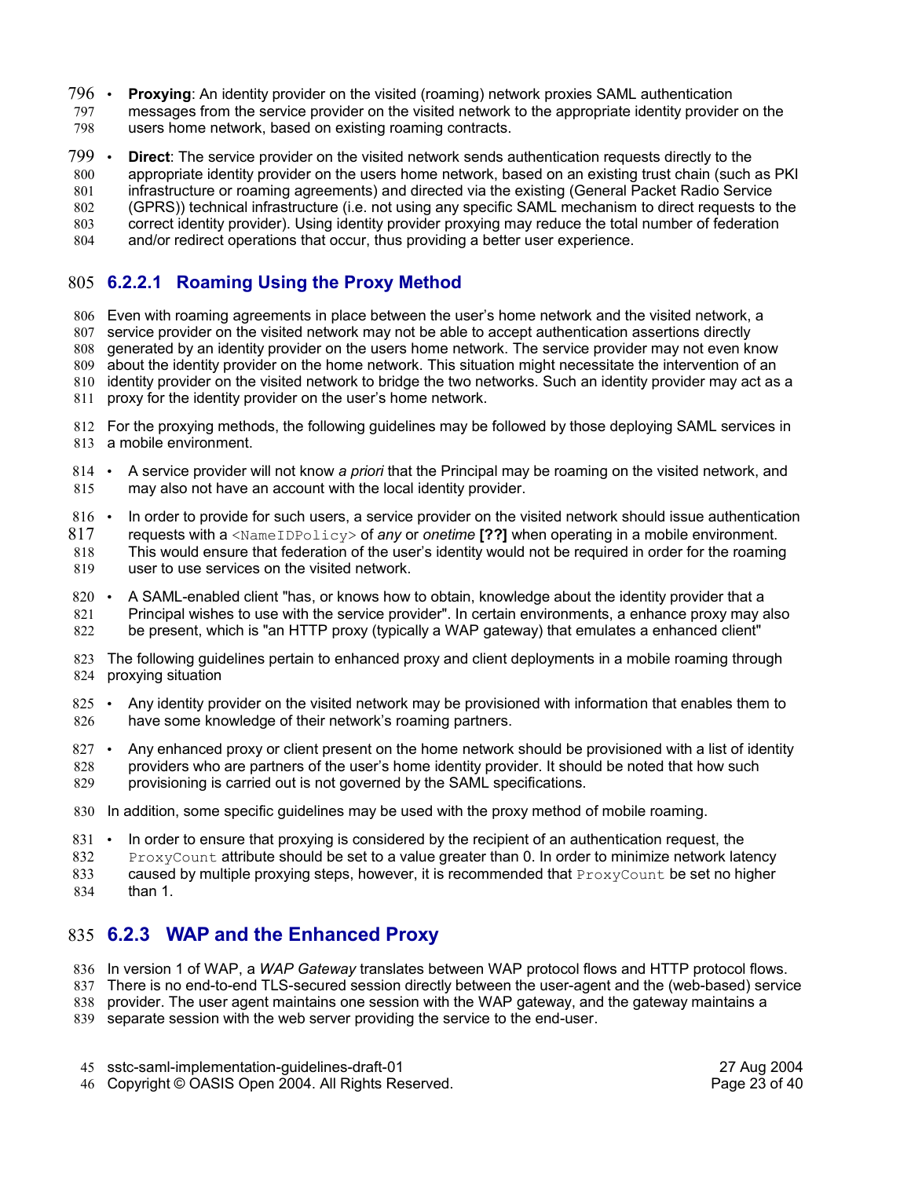- **Proxying**: An identity provider on the visited (roaming) network proxies SAML authentication messages from the service provider on the visited network to the appropriate identity provider on the users home network, based on existing roaming contracts.
- **Direct**: The service provider on the visited network sends authentication requests directly to the appropriate identity provider on the users home network, based on an existing trust chain (such as PKI infrastructure or roaming agreements) and directed via the existing (General Packet Radio Service (GPRS)) technical infrastructure (i.e. not using any specific SAML mechanism to direct requests to the correct identity provider). Using identity provider proxying may reduce the total number of federation and/or redirect operations that occur, thus providing a better user experience.

#### 6.2.2.1 Roaming Using the Proxy Method

Even with roaming agreements in place between the user's home network and the visited network, a service provider on the visited network may not be able to accept authentication assertions directly generated by an identity provider on the users home network. The service provider may not even know about the identity provider on the home network. This situation might necessitate the intervention of an identity provider on the visited network to bridge the two networks. Such an identity provider may act as a proxy for the identity provider on the user's home network.

For the proxying methods, the following guidelines may be followed by those deploying SAML services in a mobile environment.

- A service provider will not know *a priori* that the Principal may be roaming on the visited network, and may also not have an account with the local identity provider.
- In order to provide for such users, a service provider on the visited network should issue authentication requests with a `<NameIDPolicy>` of *any* or *onetime* **[??]** when operating in a mobile environment. This would ensure that federation of the user's identity would not be required in order for the roaming user to use services on the visited network.
- A SAML-enabled client "has, or knows how to obtain, knowledge about the identity provider that a Principal wishes to use with the service provider". In certain environments, a enhance proxy may also be present, which is "an HTTP proxy (typically a WAP gateway) that emulates a enhanced client"

The following guidelines pertain to enhanced proxy and client deployments in a mobile roaming through proxying situation

- Any identity provider on the visited network may be provisioned with information that enables them to have some knowledge of their network's roaming partners.
- Any enhanced proxy or client present on the home network should be provisioned with a list of identity providers who are partners of the user's home identity provider. It should be noted that how such provisioning is carried out is not governed by the SAML specifications.

In addition, some specific guidelines may be used with the proxy method of mobile roaming.

- In order to ensure that proxying is considered by the recipient of an authentication request, the `ProxyCount` attribute should be set to a value greater than 0. In order to minimize network latency caused by multiple proxying steps, however, it is recommended that `ProxyCount` be set no higher than 1.

### 6.2.3 WAP and the Enhanced Proxy

In version 1 of WAP, a *WAP Gateway* translates between WAP protocol flows and HTTP protocol flows. There is no end-to-end TLS-secured session directly between the user-agent and the (web-based) service provider. The user agent maintains one session with the WAP gateway, and the gateway maintains a separate session with the web server providing the service to the end-user.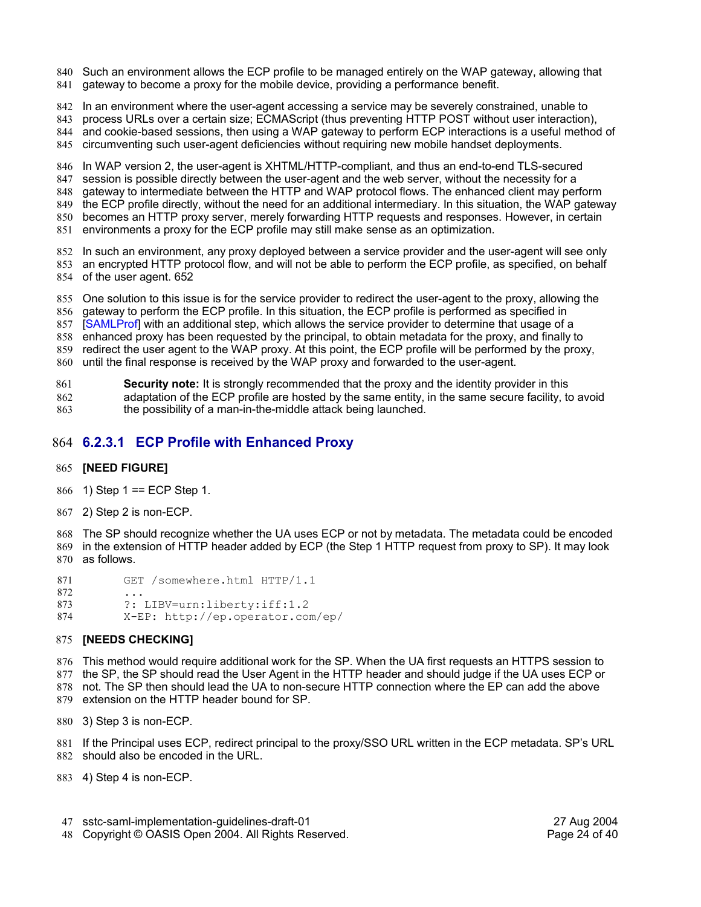Such an environment allows the ECP profile to be managed entirely on the WAP gateway, allowing that gateway to become a proxy for the mobile device, providing a performance benefit.

In an environment where the user-agent accessing a service may be severely constrained, unable to process URLs over a certain size; ECMAScript (thus preventing HTTP POST without user interaction), and cookie-based sessions, then using a WAP gateway to perform ECP interactions is a useful method of circumventing such user-agent deficiencies without requiring new mobile handset deployments.

In WAP version 2, the user-agent is XHTML/HTTP-compliant, and thus an end-to-end TLS-secured session is possible directly between the user-agent and the web server, without the necessity for a gateway to intermediate between the HTTP and WAP protocol flows. The enhanced client may perform the ECP profile directly, without the need for an additional intermediary. In this situation, the WAP gateway becomes an HTTP proxy server, merely forwarding HTTP requests and responses. However, in certain environments a proxy for the ECP profile may still make sense as an optimization.

In such an environment, any proxy deployed between a service provider and the user-agent will see only an encrypted HTTP protocol flow, and will not be able to perform the ECP profile, as specified, on behalf of the user agent. 652

One solution to this issue is for the service provider to redirect the user-agent to the proxy, allowing the gateway to perform the ECP profile. In this situation, the ECP profile is performed as specified in [SAMLProf] with an additional step, which allows the service provider to determine that usage of a enhanced proxy has been requested by the principal, to obtain metadata for the proxy, and finally to redirect the user agent to the WAP proxy. At this point, the ECP profile will be performed by the proxy, until the final response is received by the WAP proxy and forwarded to the user-agent.

> **Security note:** It is strongly recommended that the proxy and the identity provider in this adaptation of the ECP profile are hosted by the same entity, in the same secure facility, to avoid the possibility of a man-in-the-middle attack being launched.

#### 6.2.3.1 ECP Profile with Enhanced Proxy

**[NEED FIGURE]**

1) Step 1 == ECP Step 1.

2) Step 2 is non-ECP.

The SP should recognize whether the UA uses ECP or not by metadata. The metadata could be encoded in the extension of HTTP header added by ECP (the Step 1 HTTP request from proxy to SP). It may look as follows.

```
GET /somewhere.html HTTP/1.1
...
?: LIBV=urn:liberty:iff:1.2
X-EP: http://ep.operator.com/ep/
```

**[NEEDS CHECKING]**

This method would require additional work for the SP. When the UA first requests an HTTPS session to the SP, the SP should read the User Agent in the HTTP header and should judge if the UA uses ECP or not. The SP then should lead the UA to non-secure HTTP connection where the EP can add the above extension on the HTTP header bound for SP.

3) Step 3 is non-ECP.

If the Principal uses ECP, redirect principal to the proxy/SSO URL written in the ECP metadata. SP's URL should also be encoded in the URL.

4) Step 4 is non-ECP.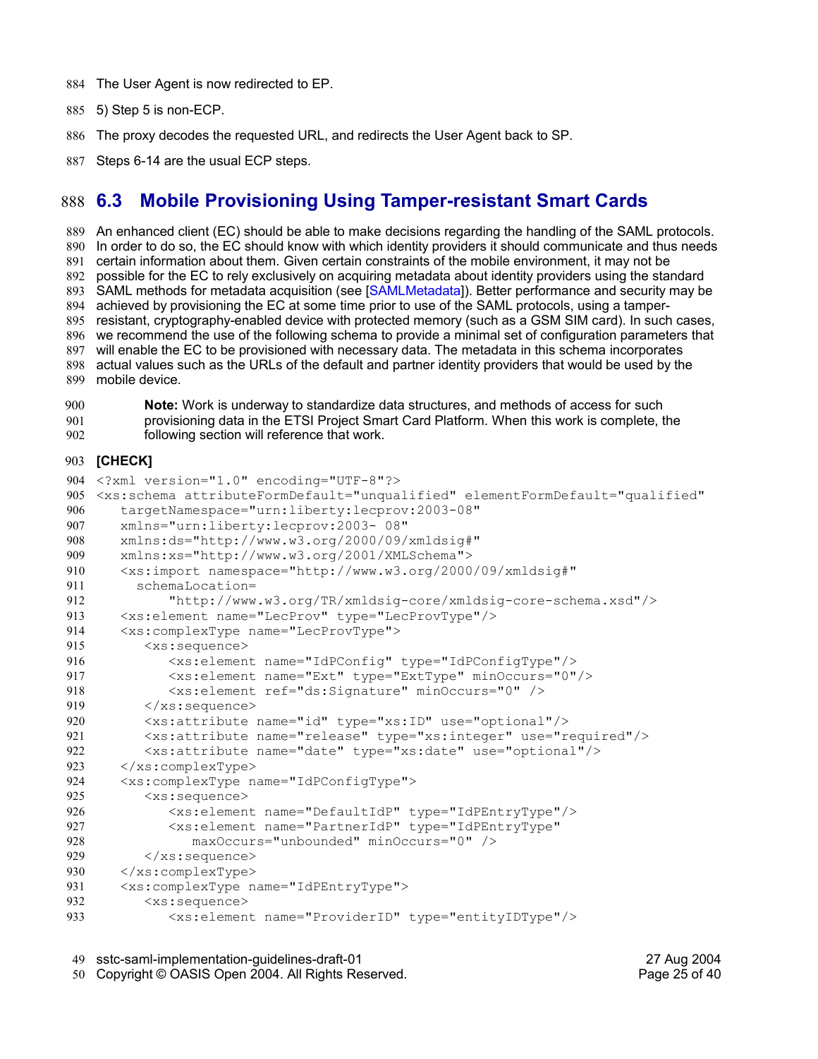The User Agent is now redirected to EP.

5) Step 5 is non-ECP.

The proxy decodes the requested URL, and redirects the User Agent back to SP.

Steps 6-14 are the usual ECP steps.

## 6.3 Mobile Provisioning Using Tamper-resistant Smart Cards

An enhanced client (EC) should be able to make decisions regarding the handling of the SAML protocols. In order to do so, the EC should know with which identity providers it should communicate and thus needs certain information about them. Given certain constraints of the mobile environment, it may not be possible for the EC to rely exclusively on acquiring metadata about identity providers using the standard SAML methods for metadata acquisition (see [SAMLMetadata]). Better performance and security may be achieved by provisioning the EC at some time prior to use of the SAML protocols, using a tamper-resistant, cryptography-enabled device with protected memory (such as a GSM SIM card). In such cases, we recommend the use of the following schema to provide a minimal set of configuration parameters that will enable the EC to be provisioned with necessary data. The metadata in this schema incorporates actual values such as the URLs of the default and partner identity providers that would be used by the mobile device.

> **Note:** Work is underway to standardize data structures, and methods of access for such provisioning data in the ETSI Project Smart Card Platform. When this work is complete, the following section will reference that work.

**[CHECK]**

```
<?xml version="1.0" encoding="UTF-8"?>
<xs:schema attributeFormDefault="unqualified" elementFormDefault="qualified"
   targetNamespace="urn:liberty:lecprov:2003-08"
   xmlns="urn:liberty:lecprov:2003- 08"
   xmlns:ds="http://www.w3.org/2000/09/xmldsig#"
   xmlns:xs="http://www.w3.org/2001/XMLSchema">
   <xs:import namespace="http://www.w3.org/2000/09/xmldsig#"
     schemaLocation=
         "http://www.w3.org/TR/xmldsig-core/xmldsig-core-schema.xsd"/>
   <xs:element name="LecProv" type="LecProvType"/>
   <xs:complexType name="LecProvType">
      <xs:sequence>
         <xs:element name="IdPConfig" type="IdPConfigType"/>
         <xs:element name="Ext" type="ExtType" minOccurs="0"/>
         <xs:element ref="ds:Signature" minOccurs="0" />
      </xs:sequence>
      <xs:attribute name="id" type="xs:ID" use="optional"/>
      <xs:attribute name="release" type="xs:integer" use="required"/>
      <xs:attribute name="date" type="xs:date" use="optional"/>
   </xs:complexType>
   <xs:complexType name="IdPConfigType">
      <xs:sequence>
         <xs:element name="DefaultIdP" type="IdPEntryType"/>
         <xs:element name="PartnerIdP" type="IdPEntryType"
            maxOccurs="unbounded" minOccurs="0" />
      </xs:sequence>
   </xs:complexType>
   <xs:complexType name="IdPEntryType">
      <xs:sequence>
         <xs:element name="ProviderID" type="entityIDType"/>
```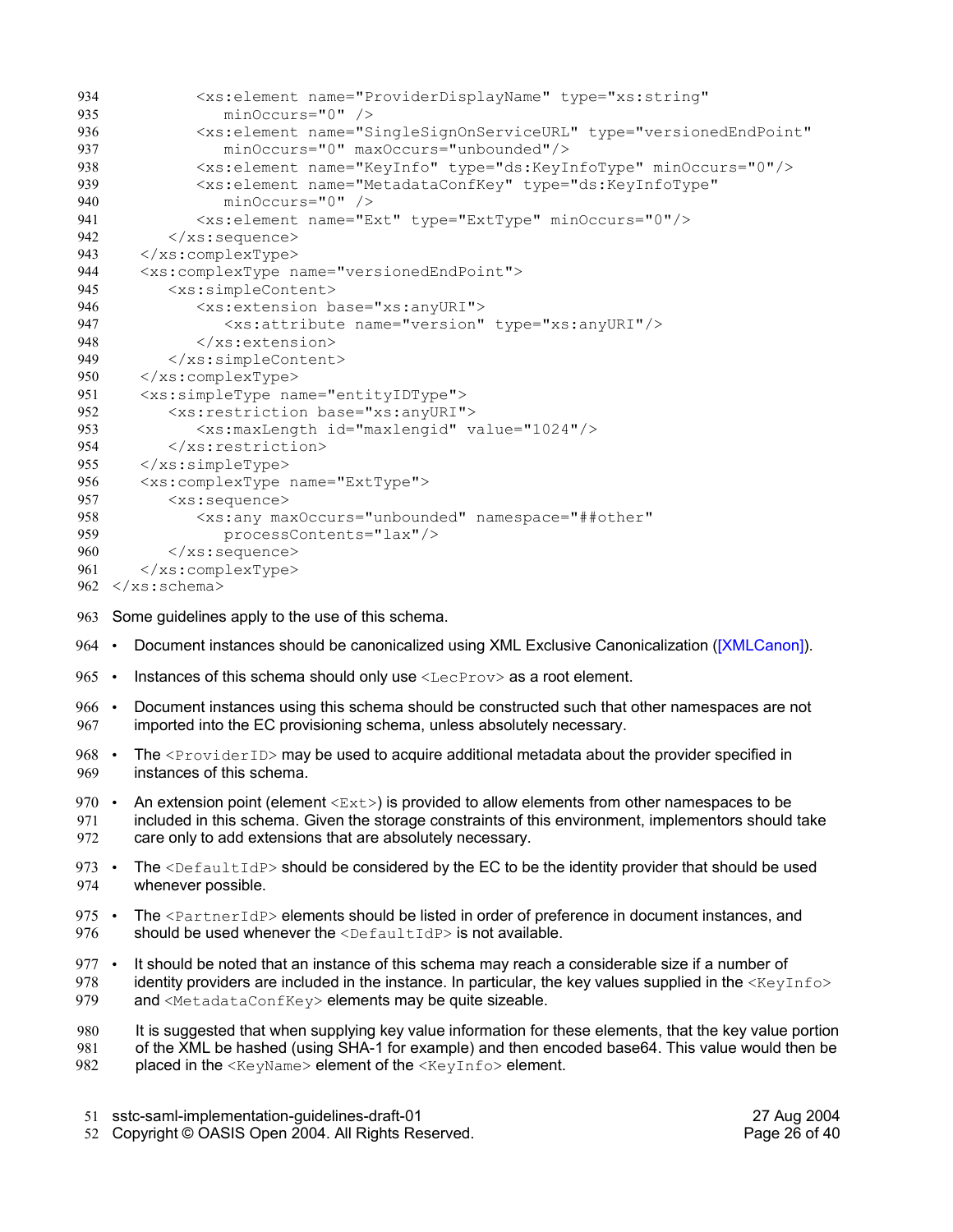```
            <xs:element name="ProviderDisplayName" type="xs:string"
               minOccurs="0" />
            <xs:element name="SingleSignOnServiceURL" type="versionedEndPoint"
               minOccurs="0" maxOccurs="unbounded"/>
            <xs:element name="KeyInfo" type="ds:KeyInfoType" minOccurs="0"/>
            <xs:element name="MetadataConfKey" type="ds:KeyInfoType"
               minOccurs="0" />
            <xs:element name="Ext" type="ExtType" minOccurs="0"/>
         </xs:sequence>
      </xs:complexType>
      <xs:complexType name="versionedEndPoint">
         <xs:simpleContent>
            <xs:extension base="xs:anyURI">
               <xs:attribute name="version" type="xs:anyURI"/>
            </xs:extension>
         </xs:simpleContent>
      </xs:complexType>
      <xs:simpleType name="entityIDType">
         <xs:restriction base="xs:anyURI">
            <xs:maxLength id="maxlengid" value="1024"/>
         </xs:restriction>
      </xs:simpleType>
      <xs:complexType name="ExtType">
         <xs:sequence>
            <xs:any maxOccurs="unbounded" namespace="##other"
               processContents="lax"/>
         </xs:sequence>
      </xs:complexType>
</xs:schema>
```

Some guidelines apply to the use of this schema.

- Document instances should be canonicalized using XML Exclusive Canonicalization ([XMLCanon]).
- Instances of this schema should only use `<LecProv>` as a root element.
- Document instances using this schema should be constructed such that other namespaces are not imported into the EC provisioning schema, unless absolutely necessary.
- The `<ProviderID>` may be used to acquire additional metadata about the provider specified in instances of this schema.
- An extension point (element `<Ext>`) is provided to allow elements from other namespaces to be included in this schema. Given the storage constraints of this environment, implementors should take care only to add extensions that are absolutely necessary.
- The `<DefaultIdP>` should be considered by the EC to be the identity provider that should be used whenever possible.
- The `<PartnerIdP>` elements should be listed in order of preference in document instances, and should be used whenever the `<DefaultIdP>` is not available.
- It should be noted that an instance of this schema may reach a considerable size if a number of identity providers are included in the instance. In particular, the key values supplied in the `<KeyInfo>` and `<MetadataConfKey>` elements may be quite sizeable.

  It is suggested that when supplying key value information for these elements, that the key value portion of the XML be hashed (using SHA-1 for example) and then encoded base64. This value would then be placed in the `<KeyName>` element of the `<KeyInfo>` element.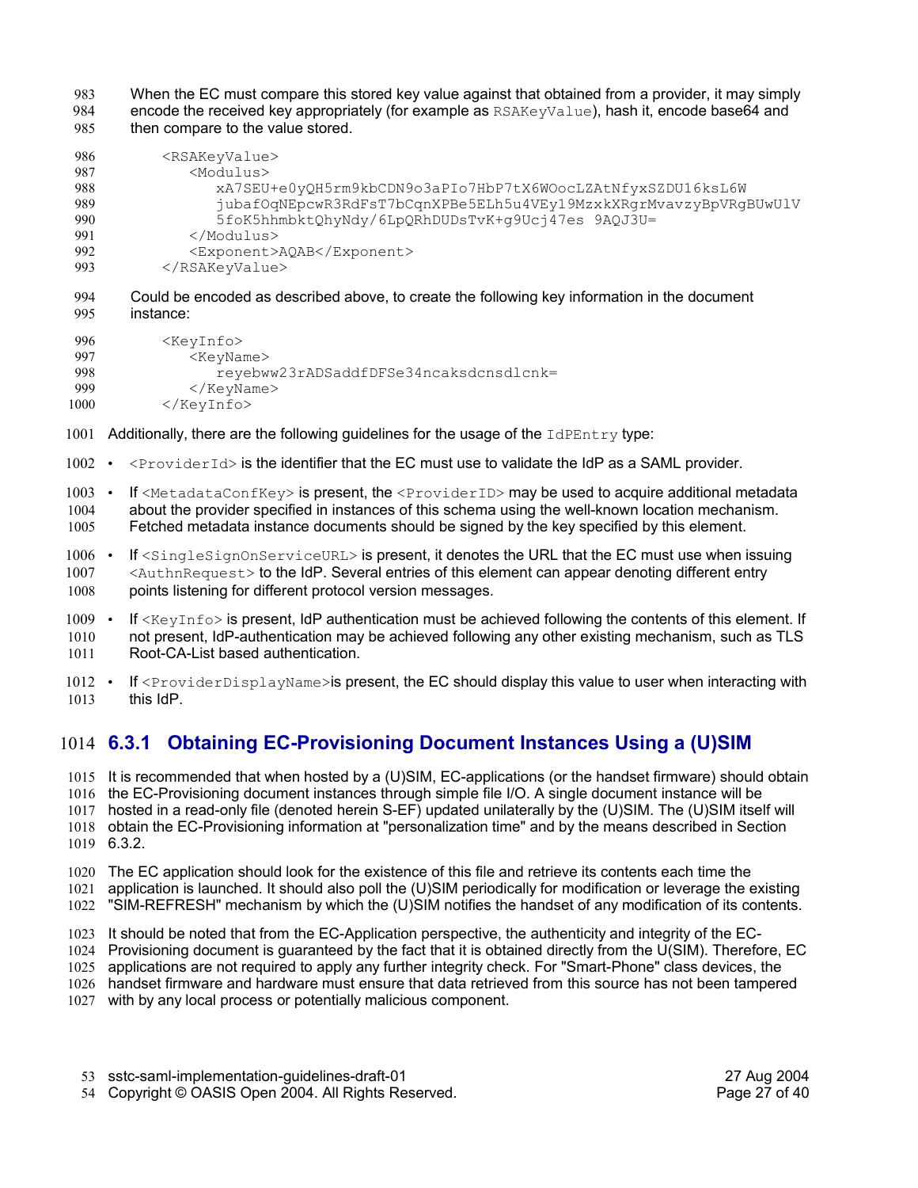When the EC must compare this stored key value against that obtained from a provider, it may simply encode the received key appropriately (for example as `RSAKeyValue`), hash it, encode base64 and then compare to the value stored.

```
<RSAKeyValue>
   <Modulus>
      xA7SEU+e0yQH5rm9kbCDN9o3aPIo7HbP7tX6WOocLZAtNfyxSZDU16ksL6W
      jubafOqNEpcwR3RdFsT7bCqnXPBe5ELh5u4VEy19MzxkXRgrMvavzyBpVRgBUwUlV
      5foK5hhmbktQhyNdy/6LpQRhDUDsTvK+g9Ucj47es 9AQJ3U=
   </Modulus>
   <Exponent>AQAB</Exponent>
</RSAKeyValue>
```

Could be encoded as described above, to create the following key information in the document instance:

```
<KeyInfo>
   <KeyName>
      reyebww23rADSaddfDFSe34ncaksdcnsdlcnk=
   </KeyName>
</KeyInfo>
```

Additionally, there are the following guidelines for the usage of the `IdPEntry` type:

- `<ProviderId>` is the identifier that the EC must use to validate the IdP as a SAML provider.
- If `<MetadataConfKey>` is present, the `<ProviderID>` may be used to acquire additional metadata about the provider specified in instances of this schema using the well-known location mechanism. Fetched metadata instance documents should be signed by the key specified by this element.
- If `<SingleSignOnServiceURL>` is present, it denotes the URL that the EC must use when issuing `<AuthnRequest>` to the IdP. Several entries of this element can appear denoting different entry points listening for different protocol version messages.
- If `<KeyInfo>` is present, IdP authentication must be achieved following the contents of this element. If not present, IdP-authentication may be achieved following any other existing mechanism, such as TLS Root-CA-List based authentication.
- If `<ProviderDisplayName>`is present, the EC should display this value to user when interacting with this IdP.

### 6.3.1 Obtaining EC-Provisioning Document Instances Using a (U)SIM

It is recommended that when hosted by a (U)SIM, EC-applications (or the handset firmware) should obtain the EC-Provisioning document instances through simple file I/O. A single document instance will be hosted in a read-only file (denoted herein S-EF) updated unilaterally by the (U)SIM. The (U)SIM itself will obtain the EC-Provisioning information at "personalization time" and by the means described in Section 6.3.2.

The EC application should look for the existence of this file and retrieve its contents each time the application is launched. It should also poll the (U)SIM periodically for modification or leverage the existing "SIM-REFRESH" mechanism by which the (U)SIM notifies the handset of any modification of its contents.

It should be noted that from the EC-Application perspective, the authenticity and integrity of the EC-Provisioning document is guaranteed by the fact that it is obtained directly from the U(SIM). Therefore, EC applications are not required to apply any further integrity check. For "Smart-Phone" class devices, the handset firmware and hardware must ensure that data retrieved from this source has not been tampered with by any local process or potentially malicious component.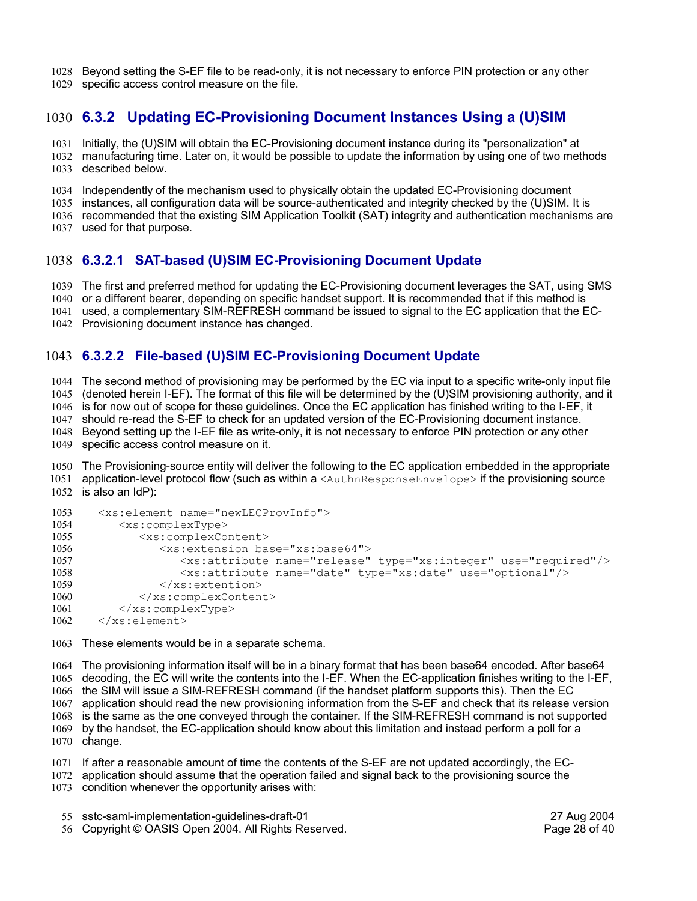Beyond setting the S-EF file to be read-only, it is not necessary to enforce PIN protection or any other specific access control measure on the file.

### 6.3.2 Updating EC-Provisioning Document Instances Using a (U)SIM

Initially, the (U)SIM will obtain the EC-Provisioning document instance during its "personalization" at manufacturing time. Later on, it would be possible to update the information by using one of two methods described below.

Independently of the mechanism used to physically obtain the updated EC-Provisioning document instances, all configuration data will be source-authenticated and integrity checked by the (U)SIM. It is recommended that the existing SIM Application Toolkit (SAT) integrity and authentication mechanisms are used for that purpose.

#### 6.3.2.1 SAT-based (U)SIM EC-Provisioning Document Update

The first and preferred method for updating the EC-Provisioning document leverages the SAT, using SMS or a different bearer, depending on specific handset support. It is recommended that if this method is used, a complementary SIM-REFRESH command be issued to signal to the EC application that the EC-Provisioning document instance has changed.

#### 6.3.2.2 File-based (U)SIM EC-Provisioning Document Update

The second method of provisioning may be performed by the EC via input to a specific write-only input file (denoted herein I-EF). The format of this file will be determined by the (U)SIM provisioning authority, and it is for now out of scope for these guidelines. Once the EC application has finished writing to the I-EF, it should re-read the S-EF to check for an updated version of the EC-Provisioning document instance. Beyond setting up the I-EF file as write-only, it is not necessary to enforce PIN protection or any other specific access control measure on it.

The Provisioning-source entity will deliver the following to the EC application embedded in the appropriate application-level protocol flow (such as within a `<AuthnResponseEnvelope>` if the provisioning source is also an IdP):

```
<xs:element name="newLECProvInfo">
   <xs:complexType>
      <xs:complexContent>
         <xs:extension base="xs:base64">
            <xs:attribute name="release" type="xs:integer" use="required"/>
            <xs:attribute name="date" type="xs:date" use="optional"/>
         </xs:extention>
      </xs:complexContent>
   </xs:complexType>
</xs:element>
```

These elements would be in a separate schema.

The provisioning information itself will be in a binary format that has been base64 encoded. After base64 decoding, the EC will write the contents into the I-EF. When the EC-application finishes writing to the I-EF, the SIM will issue a SIM-REFRESH command (if the handset platform supports this). Then the EC application should read the new provisioning information from the S-EF and check that its release version is the same as the one conveyed through the container. If the SIM-REFRESH command is not supported by the handset, the EC-application should know about this limitation and instead perform a poll for a change.

If after a reasonable amount of time the contents of the S-EF are not updated accordingly, the EC-application should assume that the operation failed and signal back to the provisioning source the condition whenever the opportunity arises with: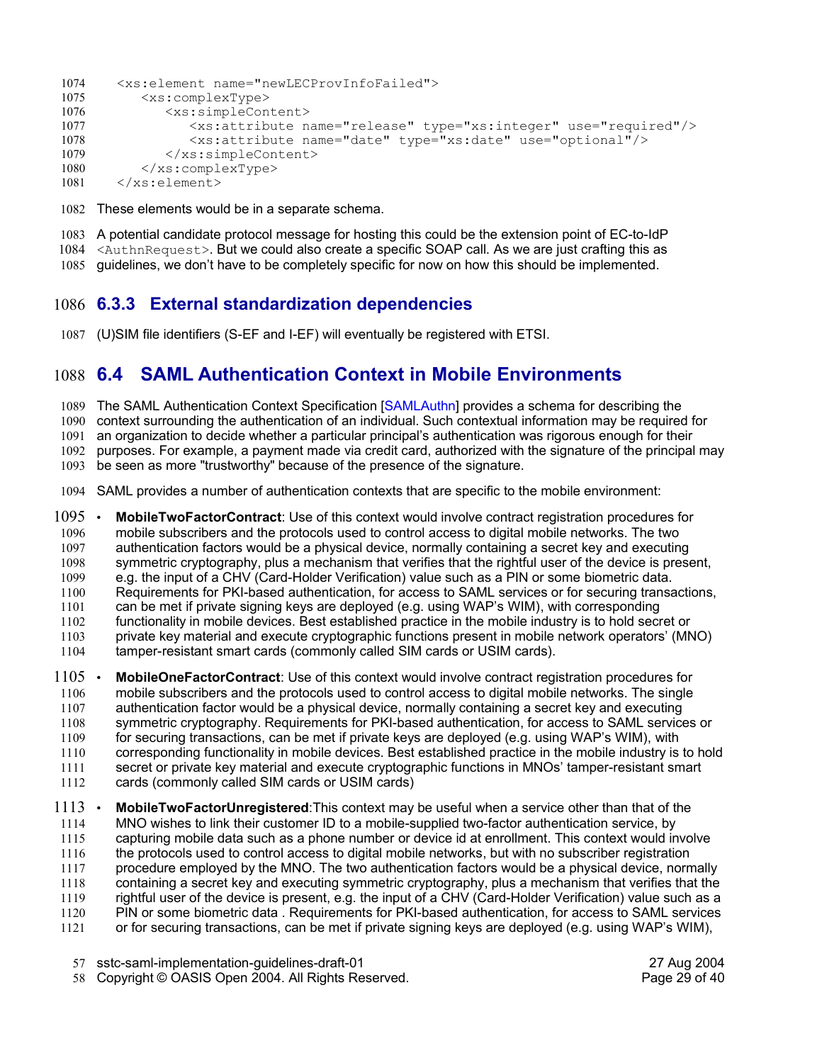```
<xs:element name="newLECProvInfoFailed">
   <xs:complexType>
      <xs:simpleContent>
         <xs:attribute name="release" type="xs:integer" use="required"/>
         <xs:attribute name="date" type="xs:date" use="optional"/>
      </xs:simpleContent>
   </xs:complexType>
</xs:element>
```

These elements would be in a separate schema.

A potential candidate protocol message for hosting this could be the extension point of EC-to-IdP `<AuthnRequest>`. But we could also create a specific SOAP call. As we are just crafting this as guidelines, we don't have to be completely specific for now on how this should be implemented.

### 6.3.3 External standardization dependencies

(U)SIM file identifiers (S-EF and I-EF) will eventually be registered with ETSI.

## 6.4 SAML Authentication Context in Mobile Environments

The SAML Authentication Context Specification [SAMLAuthn] provides a schema for describing the context surrounding the authentication of an individual. Such contextual information may be required for an organization to decide whether a particular principal's authentication was rigorous enough for their purposes. For example, a payment made via credit card, authorized with the signature of the principal may be seen as more "trustworthy" because of the presence of the signature.

SAML provides a number of authentication contexts that are specific to the mobile environment:

- **MobileTwoFactorContract**: Use of this context would involve contract registration procedures for mobile subscribers and the protocols used to control access to digital mobile networks. The two authentication factors would be a physical device, normally containing a secret key and executing symmetric cryptography, plus a mechanism that verifies that the rightful user of the device is present, e.g. the input of a CHV (Card-Holder Verification) value such as a PIN or some biometric data. Requirements for PKI-based authentication, for access to SAML services or for securing transactions, can be met if private signing keys are deployed (e.g. using WAP's WIM), with corresponding functionality in mobile devices. Best established practice in the mobile industry is to hold secret or private key material and execute cryptographic functions present in mobile network operators' (MNO) tamper-resistant smart cards (commonly called SIM cards or USIM cards).
- **MobileOneFactorContract**: Use of this context would involve contract registration procedures for mobile subscribers and the protocols used to control access to digital mobile networks. The single authentication factor would be a physical device, normally containing a secret key and executing symmetric cryptography. Requirements for PKI-based authentication, for access to SAML services or for securing transactions, can be met if private keys are deployed (e.g. using WAP's WIM), with corresponding functionality in mobile devices. Best established practice in the mobile industry is to hold secret or private key material and execute cryptographic functions in MNOs' tamper-resistant smart cards (commonly called SIM cards or USIM cards)
- **MobileTwoFactorUnregistered**:This context may be useful when a service other than that of the MNO wishes to link their customer ID to a mobile-supplied two-factor authentication service, by capturing mobile data such as a phone number or device id at enrollment. This context would involve the protocols used to control access to digital mobile networks, but with no subscriber registration procedure employed by the MNO. The two authentication factors would be a physical device, normally containing a secret key and executing symmetric cryptography, plus a mechanism that verifies that the rightful user of the device is present, e.g. the input of a CHV (Card-Holder Verification) value such as a PIN or some biometric data . Requirements for PKI-based authentication, for access to SAML services or for securing transactions, can be met if private signing keys are deployed (e.g. using WAP's WIM),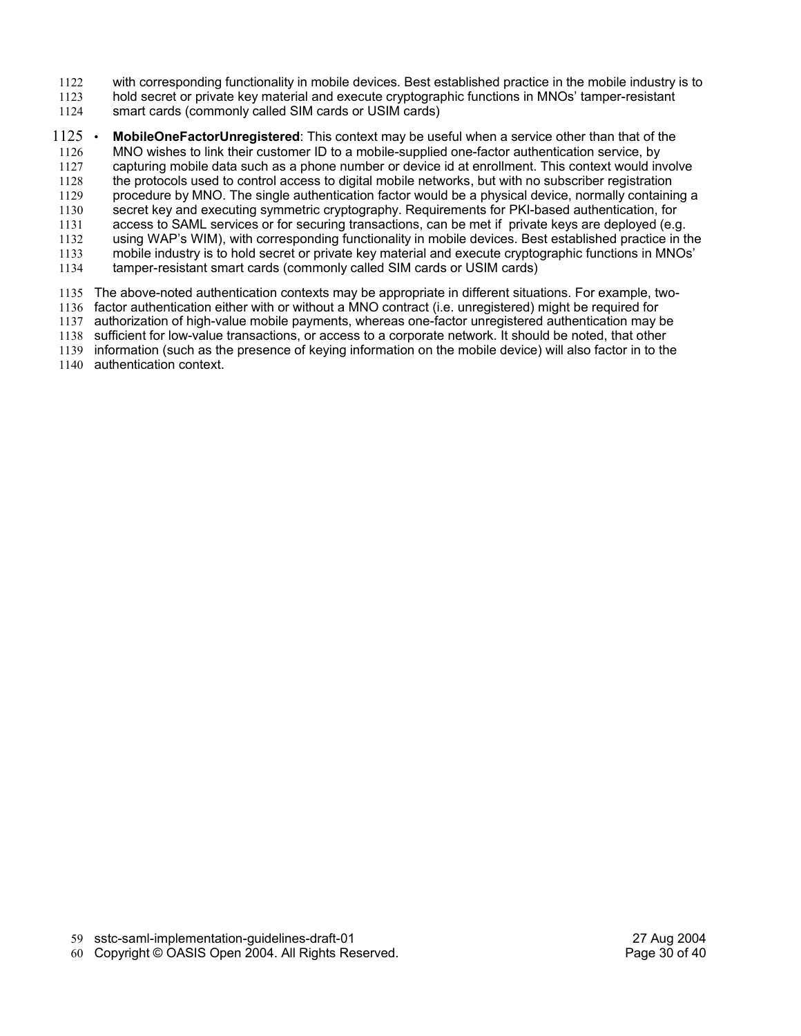with corresponding functionality in mobile devices. Best established practice in the mobile industry is to hold secret or private key material and execute cryptographic functions in MNOs' tamper-resistant smart cards (commonly called SIM cards or USIM cards)

- **MobileOneFactorUnregistered**: This context may be useful when a service other than that of the MNO wishes to link their customer ID to a mobile-supplied one-factor authentication service, by capturing mobile data such as a phone number or device id at enrollment. This context would involve the protocols used to control access to digital mobile networks, but with no subscriber registration procedure by MNO. The single authentication factor would be a physical device, normally containing a secret key and executing symmetric cryptography. Requirements for PKI-based authentication, for access to SAML services or for securing transactions, can be met if private keys are deployed (e.g. using WAP's WIM), with corresponding functionality in mobile devices. Best established practice in the mobile industry is to hold secret or private key material and execute cryptographic functions in MNOs' tamper-resistant smart cards (commonly called SIM cards or USIM cards)

The above-noted authentication contexts may be appropriate in different situations. For example, two-factor authentication either with or without a MNO contract (i.e. unregistered) might be required for authorization of high-value mobile payments, whereas one-factor unregistered authentication may be sufficient for low-value transactions, or access to a corporate network. It should be noted, that other information (such as the presence of keying information on the mobile device) will also factor in to the authentication context.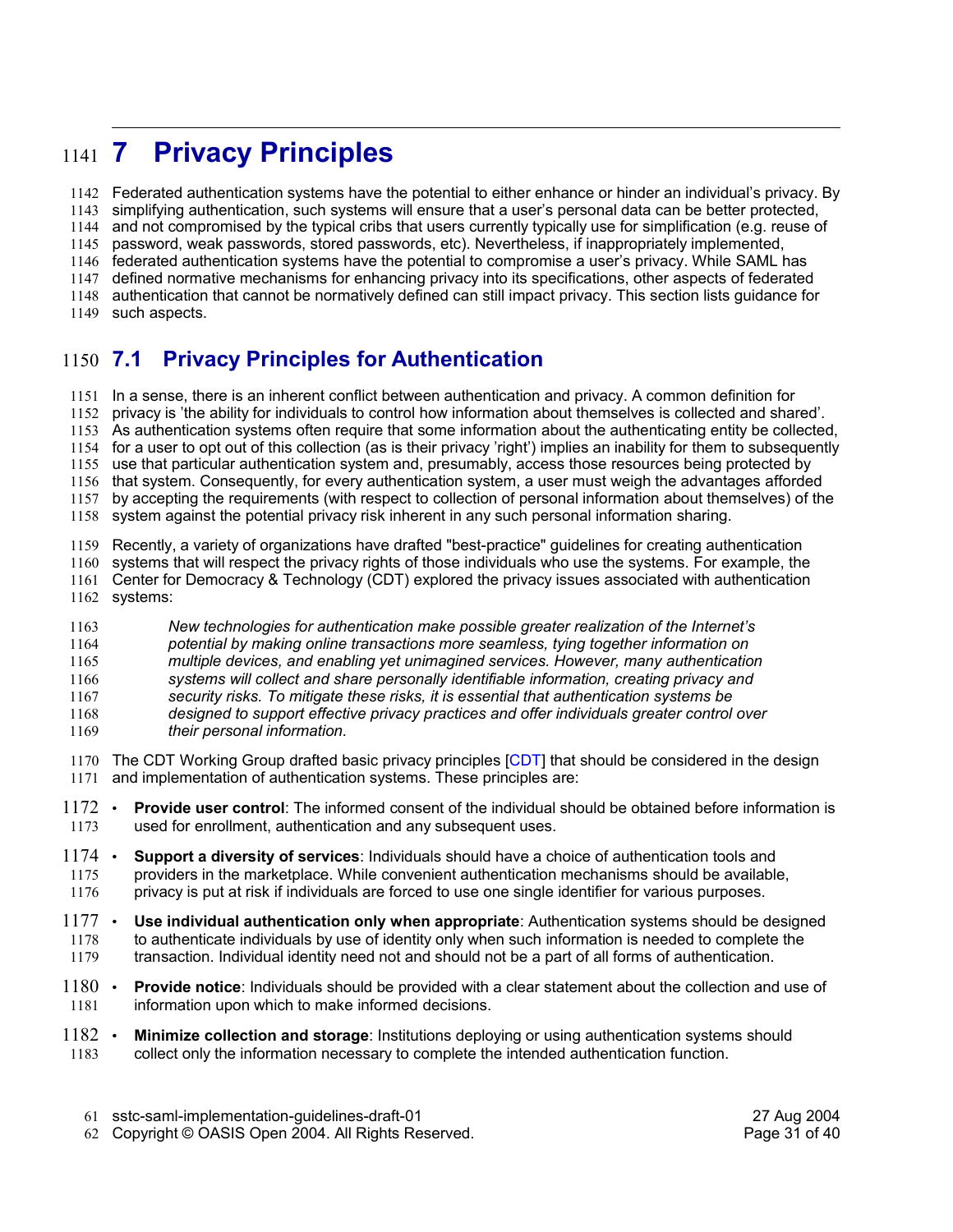# 7 Privacy Principles

Federated authentication systems have the potential to either enhance or hinder an individual's privacy. By simplifying authentication, such systems will ensure that a user's personal data can be better protected, and not compromised by the typical cribs that users currently typically use for simplification (e.g. reuse of password, weak passwords, stored passwords, etc). Nevertheless, if inappropriately implemented, federated authentication systems have the potential to compromise a user's privacy. While SAML has defined normative mechanisms for enhancing privacy into its specifications, other aspects of federated authentication that cannot be normatively defined can still impact privacy. This section lists guidance for such aspects.

## 7.1 Privacy Principles for Authentication

In a sense, there is an inherent conflict between authentication and privacy. A common definition for privacy is 'the ability for individuals to control how information about themselves is collected and shared'. As authentication systems often require that some information about the authenticating entity be collected, for a user to opt out of this collection (as is their privacy 'right') implies an inability for them to subsequently use that particular authentication system and, presumably, access those resources being protected by that system. Consequently, for every authentication system, a user must weigh the advantages afforded by accepting the requirements (with respect to collection of personal information about themselves) of the system against the potential privacy risk inherent in any such personal information sharing.

Recently, a variety of organizations have drafted "best-practice" guidelines for creating authentication systems that will respect the privacy rights of those individuals who use the systems. For example, the Center for Democracy & Technology (CDT) explored the privacy issues associated with authentication systems:

> *New technologies for authentication make possible greater realization of the Internet's potential by making online transactions more seamless, tying together information on multiple devices, and enabling yet unimagined services. However, many authentication systems will collect and share personally identifiable information, creating privacy and security risks. To mitigate these risks, it is essential that authentication systems be designed to support effective privacy practices and offer individuals greater control over their personal information.*

The CDT Working Group drafted basic privacy principles [CDT] that should be considered in the design and implementation of authentication systems. These principles are:

- **Provide user control**: The informed consent of the individual should be obtained before information is used for enrollment, authentication and any subsequent uses.
- **Support a diversity of services**: Individuals should have a choice of authentication tools and providers in the marketplace. While convenient authentication mechanisms should be available, privacy is put at risk if individuals are forced to use one single identifier for various purposes.
- **Use individual authentication only when appropriate**: Authentication systems should be designed to authenticate individuals by use of identity only when such information is needed to complete the transaction. Individual identity need not and should not be a part of all forms of authentication.
- **Provide notice**: Individuals should be provided with a clear statement about the collection and use of information upon which to make informed decisions.
- **Minimize collection and storage**: Institutions deploying or using authentication systems should collect only the information necessary to complete the intended authentication function.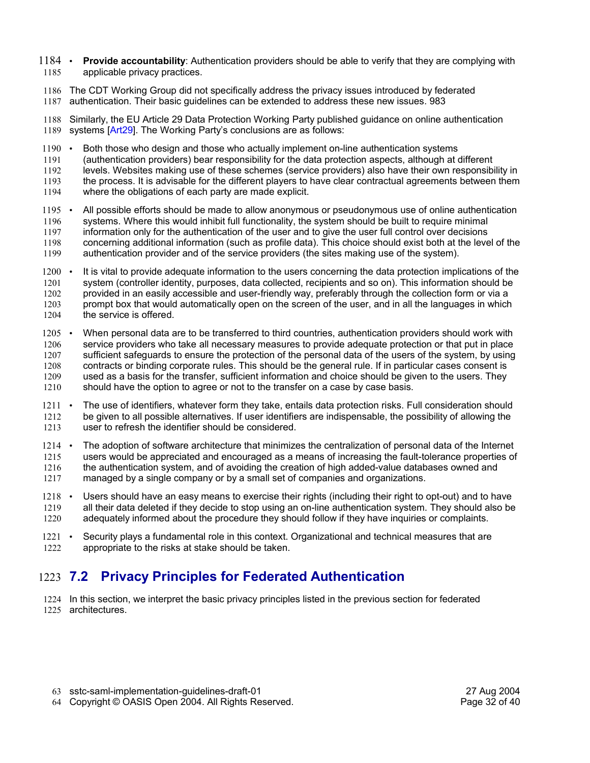- **Provide accountability**: Authentication providers should be able to verify that they are complying with applicable privacy practices.

The CDT Working Group did not specifically address the privacy issues introduced by federated authentication. Their basic guidelines can be extended to address these new issues. 983

Similarly, the EU Article 29 Data Protection Working Party published guidance on online authentication systems [Art29]. The Working Party's conclusions are as follows:

- Both those who design and those who actually implement on-line authentication systems (authentication providers) bear responsibility for the data protection aspects, although at different levels. Websites making use of these schemes (service providers) also have their own responsibility in the process. It is advisable for the different players to have clear contractual agreements between them where the obligations of each party are made explicit.
- All possible efforts should be made to allow anonymous or pseudonymous use of online authentication systems. Where this would inhibit full functionality, the system should be built to require minimal information only for the authentication of the user and to give the user full control over decisions concerning additional information (such as profile data). This choice should exist both at the level of the authentication provider and of the service providers (the sites making use of the system).
- It is vital to provide adequate information to the users concerning the data protection implications of the system (controller identity, purposes, data collected, recipients and so on). This information should be provided in an easily accessible and user-friendly way, preferably through the collection form or via a prompt box that would automatically open on the screen of the user, and in all the languages in which the service is offered.
- When personal data are to be transferred to third countries, authentication providers should work with service providers who take all necessary measures to provide adequate protection or that put in place sufficient safeguards to ensure the protection of the personal data of the users of the system, by using contracts or binding corporate rules. This should be the general rule. If in particular cases consent is used as a basis for the transfer, sufficient information and choice should be given to the users. They should have the option to agree or not to the transfer on a case by case basis.
- The use of identifiers, whatever form they take, entails data protection risks. Full consideration should be given to all possible alternatives. If user identifiers are indispensable, the possibility of allowing the user to refresh the identifier should be considered.
- The adoption of software architecture that minimizes the centralization of personal data of the Internet users would be appreciated and encouraged as a means of increasing the fault-tolerance properties of the authentication system, and of avoiding the creation of high added-value databases owned and managed by a single company or by a small set of companies and organizations.
- Users should have an easy means to exercise their rights (including their right to opt-out) and to have all their data deleted if they decide to stop using an on-line authentication system. They should also be adequately informed about the procedure they should follow if they have inquiries or complaints.
- Security plays a fundamental role in this context. Organizational and technical measures that are appropriate to the risks at stake should be taken.

## 7.2 Privacy Principles for Federated Authentication

In this section, we interpret the basic privacy principles listed in the previous section for federated architectures.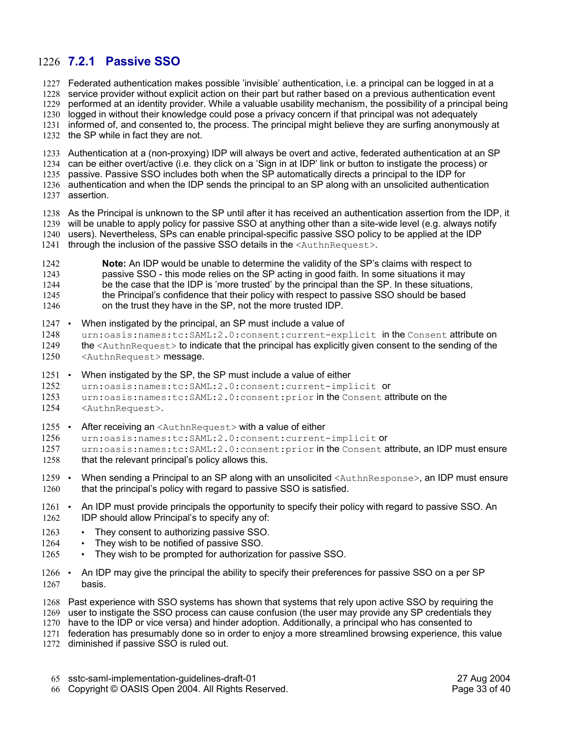### 7.2.1 Passive SSO

Federated authentication makes possible 'invisible' authentication, i.e. a principal can be logged in at a service provider without explicit action on their part but rather based on a previous authentication event performed at an identity provider. While a valuable usability mechanism, the possibility of a principal being logged in without their knowledge could pose a privacy concern if that principal was not adequately informed of, and consented to, the process. The principal might believe they are surfing anonymously at the SP while in fact they are not.

Authentication at a (non-proxying) IDP will always be overt and active, federated authentication at an SP can be either overt/active (i.e. they click on a 'Sign in at IDP' link or button to instigate the process) or passive. Passive SSO includes both when the SP automatically directs a principal to the IDP for authentication and when the IDP sends the principal to an SP along with an unsolicited authentication assertion.

As the Principal is unknown to the SP until after it has received an authentication assertion from the IDP, it will be unable to apply policy for passive SSO at anything other than a site-wide level (e.g. always notify users). Nevertheless, SPs can enable principal-specific passive SSO policy to be applied at the IDP through the inclusion of the passive SSO details in the `<AuthnRequest>`.

> **Note:** An IDP would be unable to determine the validity of the SP's claims with respect to passive SSO - this mode relies on the SP acting in good faith. In some situations it may be the case that the IDP is 'more trusted' by the principal than the SP. In these situations, the Principal's confidence that their policy with respect to passive SSO should be based on the trust they have in the SP, not the more trusted IDP.

- When instigated by the principal, an SP must include a value of `urn:oasis:names:tc:SAML:2.0:consent:current-explicit` in the `Consent` attribute on the `<AuthnRequest>` to indicate that the principal has explicitly given consent to the sending of the `<AuthnRequest>` message.
- When instigated by the SP, the SP must include a value of either `urn:oasis:names:tc:SAML:2.0:consent:current-implicit` or `urn:oasis:names:tc:SAML:2.0:consent:prior` in the `Consent` attribute on the `<AuthnRequest>`.
- After receiving an `<AuthnRequest>` with a value of either `urn:oasis:names:tc:SAML:2.0:consent:current-implicit` or `urn:oasis:names:tc:SAML:2.0:consent:prior` in the `Consent` attribute, an IDP must ensure that the relevant principal's policy allows this.
- When sending a Principal to an SP along with an unsolicited `<AuthnResponse>`, an IDP must ensure that the principal's policy with regard to passive SSO is satisfied.
- An IDP must provide principals the opportunity to specify their policy with regard to passive SSO. An IDP should allow Principal's to specify any of:
  - They consent to authorizing passive SSO.
  - They wish to be notified of passive SSO.
  - They wish to be prompted for authorization for passive SSO.
- An IDP may give the principal the ability to specify their preferences for passive SSO on a per SP basis.

Past experience with SSO systems has shown that systems that rely upon active SSO by requiring the user to instigate the SSO process can cause confusion (the user may provide any SP credentials they have to the IDP or vice versa) and hinder adoption. Additionally, a principal who has consented to federation has presumably done so in order to enjoy a more streamlined browsing experience, this value diminished if passive SSO is ruled out.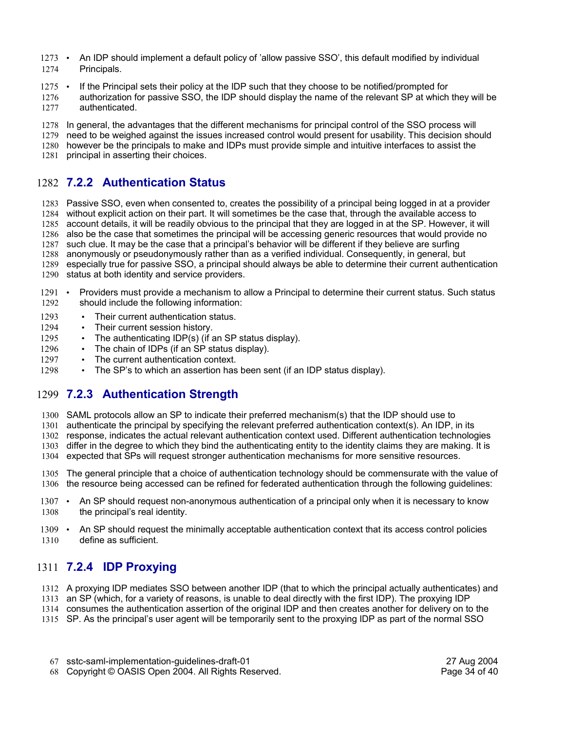- An IDP should implement a default policy of 'allow passive SSO', this default modified by individual Principals.
- If the Principal sets their policy at the IDP such that they choose to be notified/prompted for authorization for passive SSO, the IDP should display the name of the relevant SP at which they will be authenticated.

In general, the advantages that the different mechanisms for principal control of the SSO process will need to be weighed against the issues increased control would present for usability. This decision should however be the principals to make and IDPs must provide simple and intuitive interfaces to assist the principal in asserting their choices.

### 7.2.2 Authentication Status

Passive SSO, even when consented to, creates the possibility of a principal being logged in at a provider without explicit action on their part. It will sometimes be the case that, through the available access to account details, it will be readily obvious to the principal that they are logged in at the SP. However, it will also be the case that sometimes the principal will be accessing generic resources that would provide no such clue. It may be the case that a principal's behavior will be different if they believe are surfing anonymously or pseudonymously rather than as a verified individual. Consequently, in general, but especially true for passive SSO, a principal should always be able to determine their current authentication status at both identity and service providers.

- Providers must provide a mechanism to allow a Principal to determine their current status. Such status should include the following information:
  - Their current authentication status.
  - Their current session history.
  - The authenticating IDP(s) (if an SP status display).
  - The chain of IDPs (if an SP status display).
  - The current authentication context.
  - The SP's to which an assertion has been sent (if an IDP status display).

### 7.2.3 Authentication Strength

SAML protocols allow an SP to indicate their preferred mechanism(s) that the IDP should use to authenticate the principal by specifying the relevant preferred authentication context(s). An IDP, in its response, indicates the actual relevant authentication context used. Different authentication technologies differ in the degree to which they bind the authenticating entity to the identity claims they are making. It is expected that SPs will request stronger authentication mechanisms for more sensitive resources.

The general principle that a choice of authentication technology should be commensurate with the value of the resource being accessed can be refined for federated authentication through the following guidelines:

- An SP should request non-anonymous authentication of a principal only when it is necessary to know the principal's real identity.
- An SP should request the minimally acceptable authentication context that its access control policies define as sufficient.

### 7.2.4 IDP Proxying

A proxying IDP mediates SSO between another IDP (that to which the principal actually authenticates) and an SP (which, for a variety of reasons, is unable to deal directly with the first IDP). The proxying IDP consumes the authentication assertion of the original IDP and then creates another for delivery on to the SP. As the principal's user agent will be temporarily sent to the proxying IDP as part of the normal SSO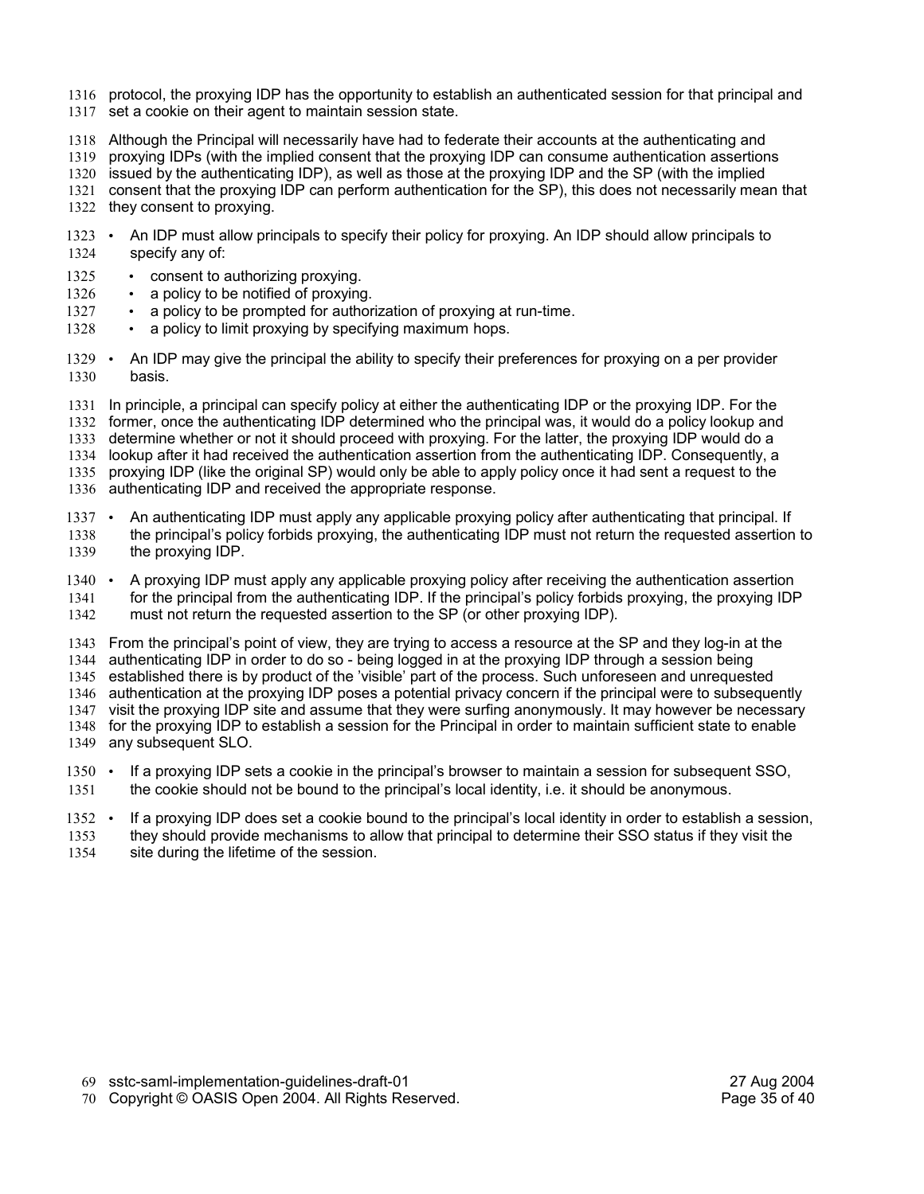protocol, the proxying IDP has the opportunity to establish an authenticated session for that principal and set a cookie on their agent to maintain session state.

Although the Principal will necessarily have had to federate their accounts at the authenticating and proxying IDPs (with the implied consent that the proxying IDP can consume authentication assertions issued by the authenticating IDP), as well as those at the proxying IDP and the SP (with the implied consent that the proxying IDP can perform authentication for the SP), this does not necessarily mean that they consent to proxying.

- An IDP must allow principals to specify their policy for proxying. An IDP should allow principals to specify any of:
  - consent to authorizing proxying.
  - a policy to be notified of proxying.
  - a policy to be prompted for authorization of proxying at run-time.
  - a policy to limit proxying by specifying maximum hops.
- An IDP may give the principal the ability to specify their preferences for proxying on a per provider basis.

In principle, a principal can specify policy at either the authenticating IDP or the proxying IDP. For the former, once the authenticating IDP determined who the principal was, it would do a policy lookup and determine whether or not it should proceed with proxying. For the latter, the proxying IDP would do a lookup after it had received the authentication assertion from the authenticating IDP. Consequently, a proxying IDP (like the original SP) would only be able to apply policy once it had sent a request to the authenticating IDP and received the appropriate response.

- An authenticating IDP must apply any applicable proxying policy after authenticating that principal. If the principal's policy forbids proxying, the authenticating IDP must not return the requested assertion to the proxying IDP.
- A proxying IDP must apply any applicable proxying policy after receiving the authentication assertion for the principal from the authenticating IDP. If the principal's policy forbids proxying, the proxying IDP must not return the requested assertion to the SP (or other proxying IDP).

From the principal's point of view, they are trying to access a resource at the SP and they log-in at the authenticating IDP in order to do so - being logged in at the proxying IDP through a session being established there is by product of the 'visible' part of the process. Such unforeseen and unrequested authentication at the proxying IDP poses a potential privacy concern if the principal were to subsequently visit the proxying IDP site and assume that they were surfing anonymously. It may however be necessary for the proxying IDP to establish a session for the Principal in order to maintain sufficient state to enable any subsequent SLO.

- If a proxying IDP sets a cookie in the principal's browser to maintain a session for subsequent SSO, the cookie should not be bound to the principal's local identity, i.e. it should be anonymous.
- If a proxying IDP does set a cookie bound to the principal's local identity in order to establish a session, they should provide mechanisms to allow that principal to determine their SSO status if they visit the site during the lifetime of the session.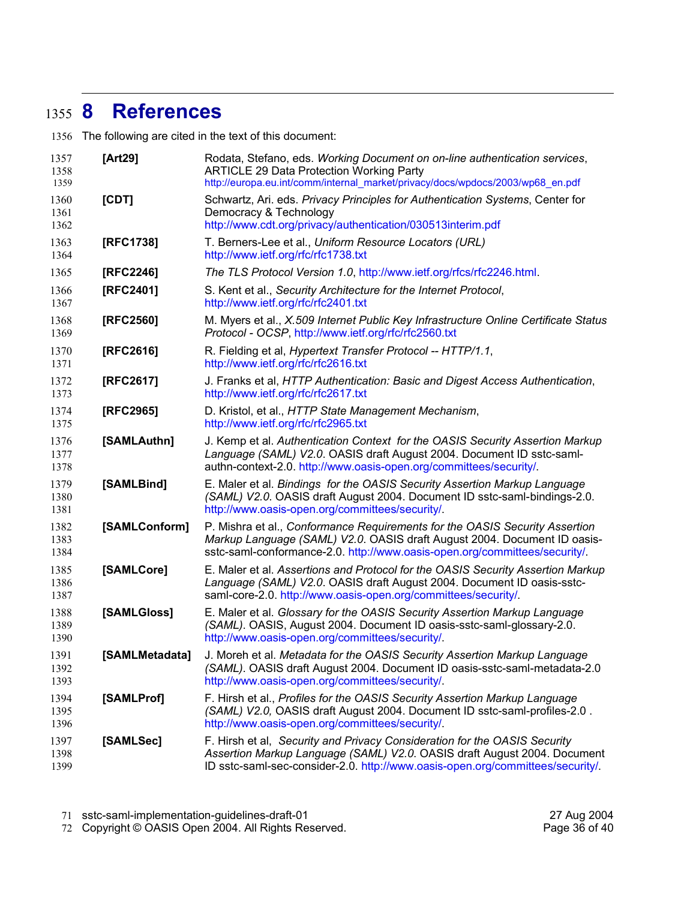# 8 References

The following are cited in the text of this document:

| | |
|---|---|
| **[Art29]** | Rodata, Stefano, eds. *Working Document on on-line authentication services*, ARTICLE 29 Data Protection Working Party http://europa.eu.int/comm/internal_market/privacy/docs/wpdocs/2003/wp68_en.pdf |
| **[CDT]** | Schwartz, Ari. eds. *Privacy Principles for Authentication Systems*, Center for Democracy & Technology http://www.cdt.org/privacy/authentication/030513interim.pdf |
| **[RFC1738]** | T. Berners-Lee et al., *Uniform Resource Locators (URL)* http://www.ietf.org/rfc/rfc1738.txt |
| **[RFC2246]** | *The TLS Protocol Version 1.0*, http://www.ietf.org/rfcs/rfc2246.html. |
| **[RFC2401]** | S. Kent et al., *Security Architecture for the Internet Protocol*, http://www.ietf.org/rfc/rfc2401.txt |
| **[RFC2560]** | M. Myers et al., *X.509 Internet Public Key Infrastructure Online Certificate Status Protocol - OCSP*, http://www.ietf.org/rfc/rfc2560.txt |
| **[RFC2616]** | R. Fielding et al, *Hypertext Transfer Protocol -- HTTP/1.1*, http://www.ietf.org/rfc/rfc2616.txt |
| **[RFC2617]** | J. Franks et al, *HTTP Authentication: Basic and Digest Access Authentication*, http://www.ietf.org/rfc/rfc2617.txt |
| **[RFC2965]** | D. Kristol, et al., *HTTP State Management Mechanism*, http://www.ietf.org/rfc/rfc2965.txt |
| **[SAMLAuthn]** | J. Kemp et al. *Authentication Context for the OASIS Security Assertion Markup Language (SAML) V2.0*. OASIS draft August 2004. Document ID sstc-saml-authn-context-2.0. http://www.oasis-open.org/committees/security/. |
| **[SAMLBind]** | E. Maler et al. *Bindings for the OASIS Security Assertion Markup Language (SAML) V2.0*. OASIS draft August 2004. Document ID sstc-saml-bindings-2.0. http://www.oasis-open.org/committees/security/. |
| **[SAMLConform]** | P. Mishra et al., *Conformance Requirements for the OASIS Security Assertion Markup Language (SAML) V2.0*. OASIS draft August 2004. Document ID oasis-sstc-saml-conformance-2.0. http://www.oasis-open.org/committees/security/. |
| **[SAMLCore]** | E. Maler et al. *Assertions and Protocol for the OASIS Security Assertion Markup Language (SAML) V2.0*. OASIS draft August 2004. Document ID oasis-sstc-saml-core-2.0. http://www.oasis-open.org/committees/security/. |
| **[SAMLGloss]** | E. Maler et al. *Glossary for the OASIS Security Assertion Markup Language (SAML)*. OASIS, August 2004. Document ID oasis-sstc-saml-glossary-2.0. http://www.oasis-open.org/committees/security/. |
| **[SAMLMetadata]** | J. Moreh et al. *Metadata for the OASIS Security Assertion Markup Language (SAML)*. OASIS draft August 2004. Document ID oasis-sstc-saml-metadata-2.0 http://www.oasis-open.org/committees/security/. |
| **[SAMLProf]** | F. Hirsh et al., *Profiles for the OASIS Security Assertion Markup Language (SAML) V2.0,* OASIS draft August 2004. Document ID sstc-saml-profiles-2.0 . http://www.oasis-open.org/committees/security/. |
| **[SAMLSec]** | F. Hirsh et al, *Security and Privacy Consideration for the OASIS Security Assertion Markup Language (SAML) V2.0*. OASIS draft August 2004. Document ID sstc-saml-sec-consider-2.0. http://www.oasis-open.org/committees/security/. |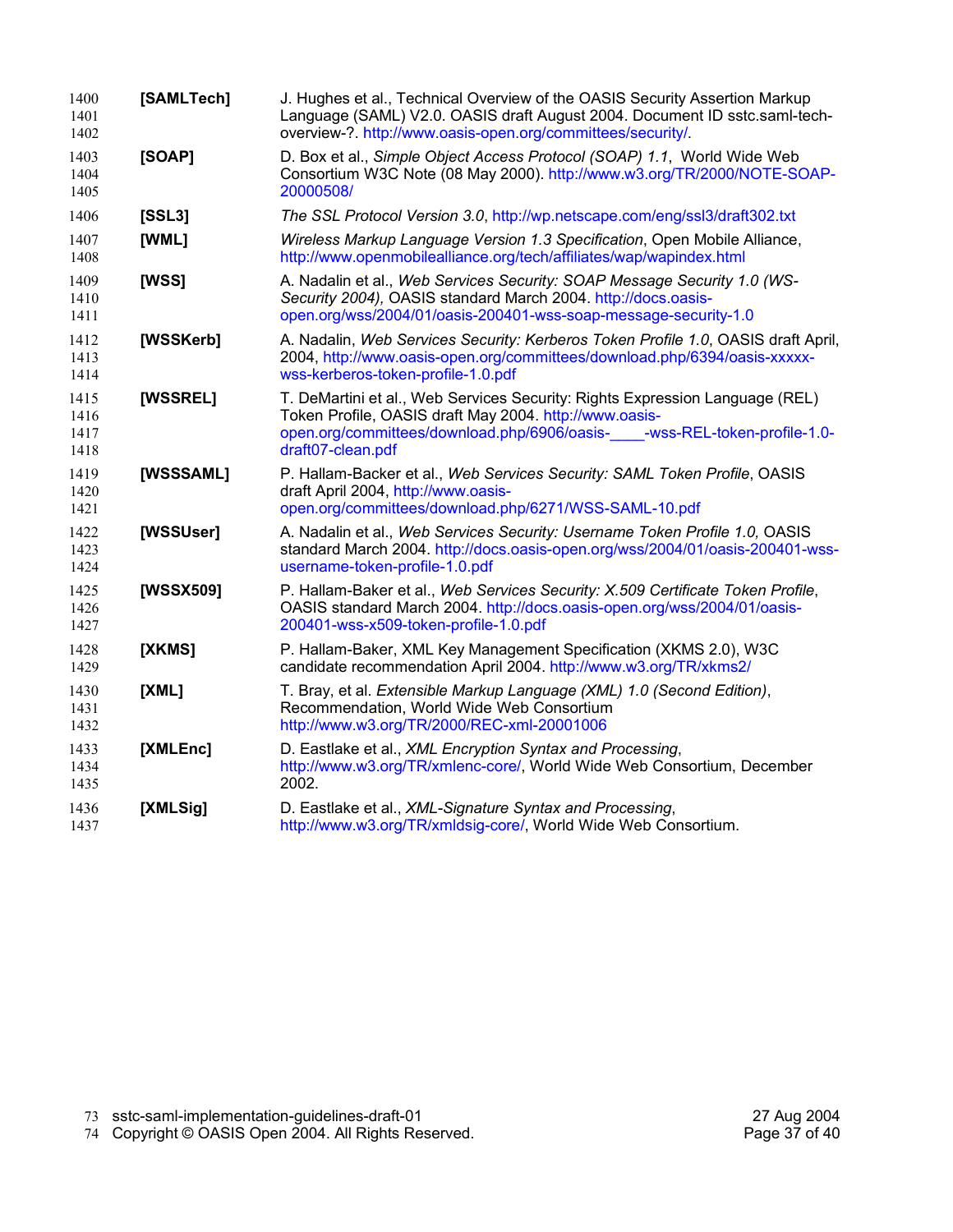**[SAMLTech]** J. Hughes et al., Technical Overview of the OASIS Security Assertion Markup Language (SAML) V2.0. OASIS draft August 2004. Document ID sstc.saml-tech-overview-?. http://www.oasis-open.org/committees/security/.

**[SOAP]** D. Box et al., *Simple Object Access Protocol (SOAP) 1.1*, World Wide Web Consortium W3C Note (08 May 2000). http://www.w3.org/TR/2000/NOTE-SOAP-20000508/

**[SSL3]** *The SSL Protocol Version 3.0*, http://wp.netscape.com/eng/ssl3/draft302.txt

**[WML]** *Wireless Markup Language Version 1.3 Specification*, Open Mobile Alliance, http://www.openmobilealliance.org/tech/affiliates/wap/wapindex.html

**[WSS]** A. Nadalin et al., *Web Services Security: SOAP Message Security 1.0 (WS-Security 2004),* OASIS standard March 2004. http://docs.oasis-open.org/wss/2004/01/oasis-200401-wss-soap-message-security-1.0

**[WSSKerb]** A. Nadalin, *Web Services Security: Kerberos Token Profile 1.0*, OASIS draft April, 2004, http://www.oasis-open.org/committees/download.php/6394/oasis-xxxxx-wss-kerberos-token-profile-1.0.pdf

**[WSSREL]** T. DeMartini et al., Web Services Security: Rights Expression Language (REL) Token Profile, OASIS draft May 2004. http://www.oasis-open.org/committees/download.php/6906/oasis-____-wss-REL-token-profile-1.0-draft07-clean.pdf

**[WSSSAML]** P. Hallam-Backer et al., *Web Services Security: SAML Token Profile*, OASIS draft April 2004, http://www.oasis-open.org/committees/download.php/6271/WSS-SAML-10.pdf

**[WSSUser]** A. Nadalin et al., *Web Services Security: Username Token Profile 1.0,* OASIS standard March 2004. http://docs.oasis-open.org/wss/2004/01/oasis-200401-wss-username-token-profile-1.0.pdf

**[WSSX509]** P. Hallam-Baker et al., *Web Services Security: X.509 Certificate Token Profile*, OASIS standard March 2004. http://docs.oasis-open.org/wss/2004/01/oasis-200401-wss-x509-token-profile-1.0.pdf

**[XKMS]** P. Hallam-Baker, XML Key Management Specification (XKMS 2.0), W3C candidate recommendation April 2004. http://www.w3.org/TR/xkms2/

**[XML]** T. Bray, et al. *Extensible Markup Language (XML) 1.0 (Second Edition)*, Recommendation, World Wide Web Consortium http://www.w3.org/TR/2000/REC-xml-20001006

**[XMLEnc]** D. Eastlake et al., *XML Encryption Syntax and Processing*, http://www.w3.org/TR/xmlenc-core/, World Wide Web Consortium, December 2002.

**[XMLSig]** D. Eastlake et al., *XML-Signature Syntax and Processing*, http://www.w3.org/TR/xmldsig-core/, World Wide Web Consortium.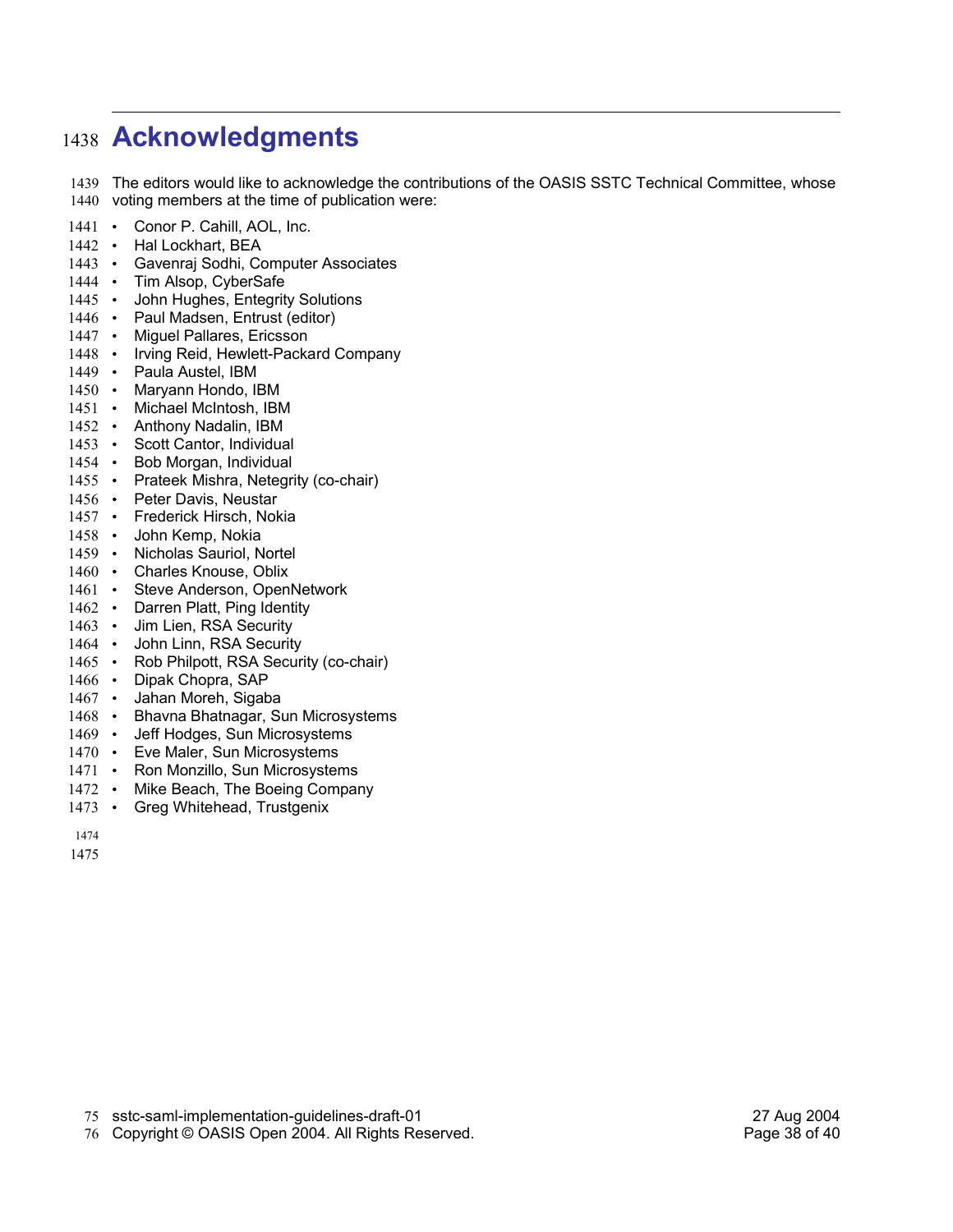# Acknowledgments

The editors would like to acknowledge the contributions of the OASIS SSTC Technical Committee, whose voting members at the time of publication were:

- Conor P. Cahill, AOL, Inc.
- Hal Lockhart, BEA
- Gavenraj Sodhi, Computer Associates
- Tim Alsop, CyberSafe
- John Hughes, Entegrity Solutions
- Paul Madsen, Entrust (editor)
- Miguel Pallares, Ericsson
- Irving Reid, Hewlett-Packard Company
- Paula Austel, IBM
- Maryann Hondo, IBM
- Michael McIntosh, IBM
- Anthony Nadalin, IBM
- Scott Cantor, Individual
- Bob Morgan, Individual
- Prateek Mishra, Netegrity (co-chair)
- Peter Davis, Neustar
- Frederick Hirsch, Nokia
- John Kemp, Nokia
- Nicholas Sauriol, Nortel
- Charles Knouse, Oblix
- Steve Anderson, OpenNetwork
- Darren Platt, Ping Identity
- Jim Lien, RSA Security
- John Linn, RSA Security
- Rob Philpott, RSA Security (co-chair)
- Dipak Chopra, SAP
- Jahan Moreh, Sigaba
- Bhavna Bhatnagar, Sun Microsystems
- Jeff Hodges, Sun Microsystems
- Eve Maler, Sun Microsystems
- Ron Monzillo, Sun Microsystems
- Mike Beach, The Boeing Company
- Greg Whitehead, Trustgenix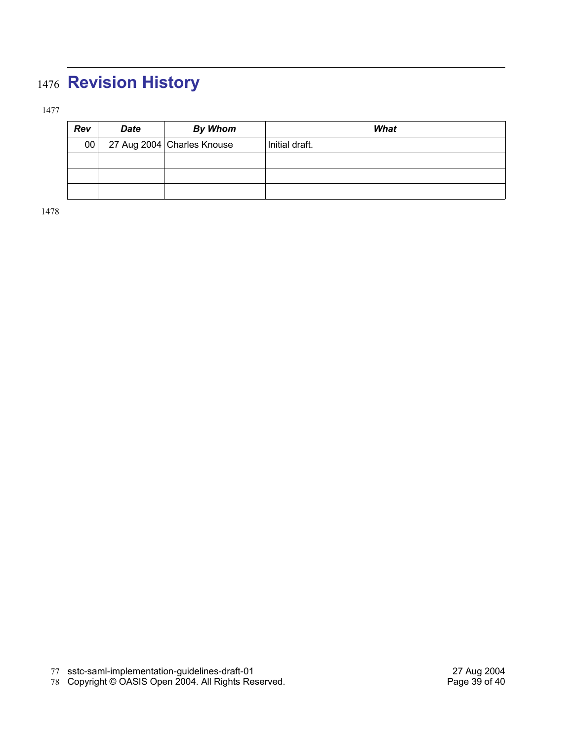# Revision History

| Rev | Date | By Whom | What |
|---|---|---|---|
| 00 | 27 Aug 2004 | Charles Knouse | Initial draft. |
| | | | |
| | | | |
| | | | |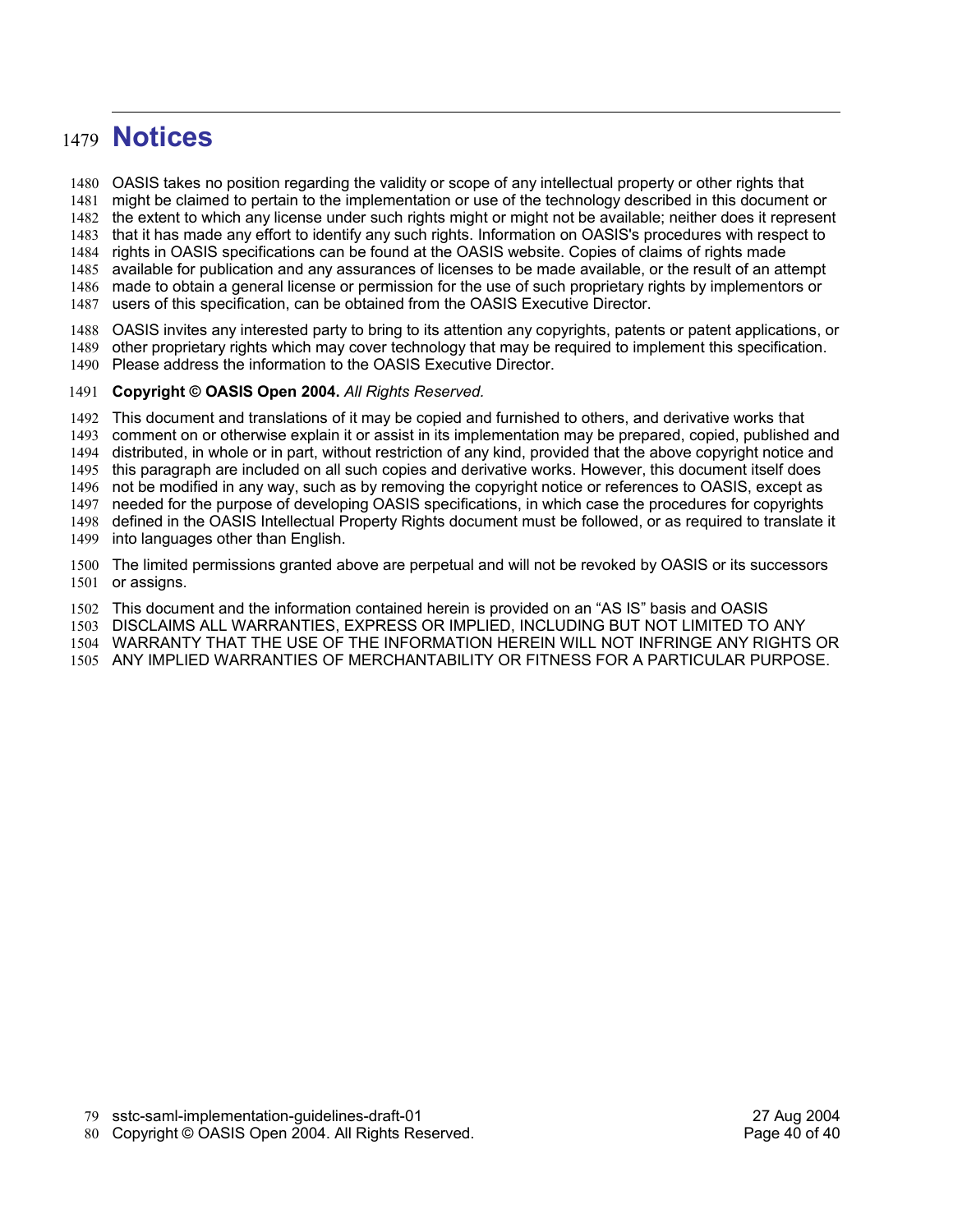# Notices

OASIS takes no position regarding the validity or scope of any intellectual property or other rights that might be claimed to pertain to the implementation or use of the technology described in this document or the extent to which any license under such rights might or might not be available; neither does it represent that it has made any effort to identify any such rights. Information on OASIS's procedures with respect to rights in OASIS specifications can be found at the OASIS website. Copies of claims of rights made available for publication and any assurances of licenses to be made available, or the result of an attempt made to obtain a general license or permission for the use of such proprietary rights by implementors or users of this specification, can be obtained from the OASIS Executive Director.

OASIS invites any interested party to bring to its attention any copyrights, patents or patent applications, or other proprietary rights which may cover technology that may be required to implement this specification. Please address the information to the OASIS Executive Director.

**Copyright © OASIS Open 2004.** *All Rights Reserved.*

This document and translations of it may be copied and furnished to others, and derivative works that comment on or otherwise explain it or assist in its implementation may be prepared, copied, published and distributed, in whole or in part, without restriction of any kind, provided that the above copyright notice and this paragraph are included on all such copies and derivative works. However, this document itself does not be modified in any way, such as by removing the copyright notice or references to OASIS, except as needed for the purpose of developing OASIS specifications, in which case the procedures for copyrights defined in the OASIS Intellectual Property Rights document must be followed, or as required to translate it into languages other than English.

The limited permissions granted above are perpetual and will not be revoked by OASIS or its successors or assigns.

This document and the information contained herein is provided on an "AS IS" basis and OASIS DISCLAIMS ALL WARRANTIES, EXPRESS OR IMPLIED, INCLUDING BUT NOT LIMITED TO ANY WARRANTY THAT THE USE OF THE INFORMATION HEREIN WILL NOT INFRINGE ANY RIGHTS OR ANY IMPLIED WARRANTIES OF MERCHANTABILITY OR FITNESS FOR A PARTICULAR PURPOSE.